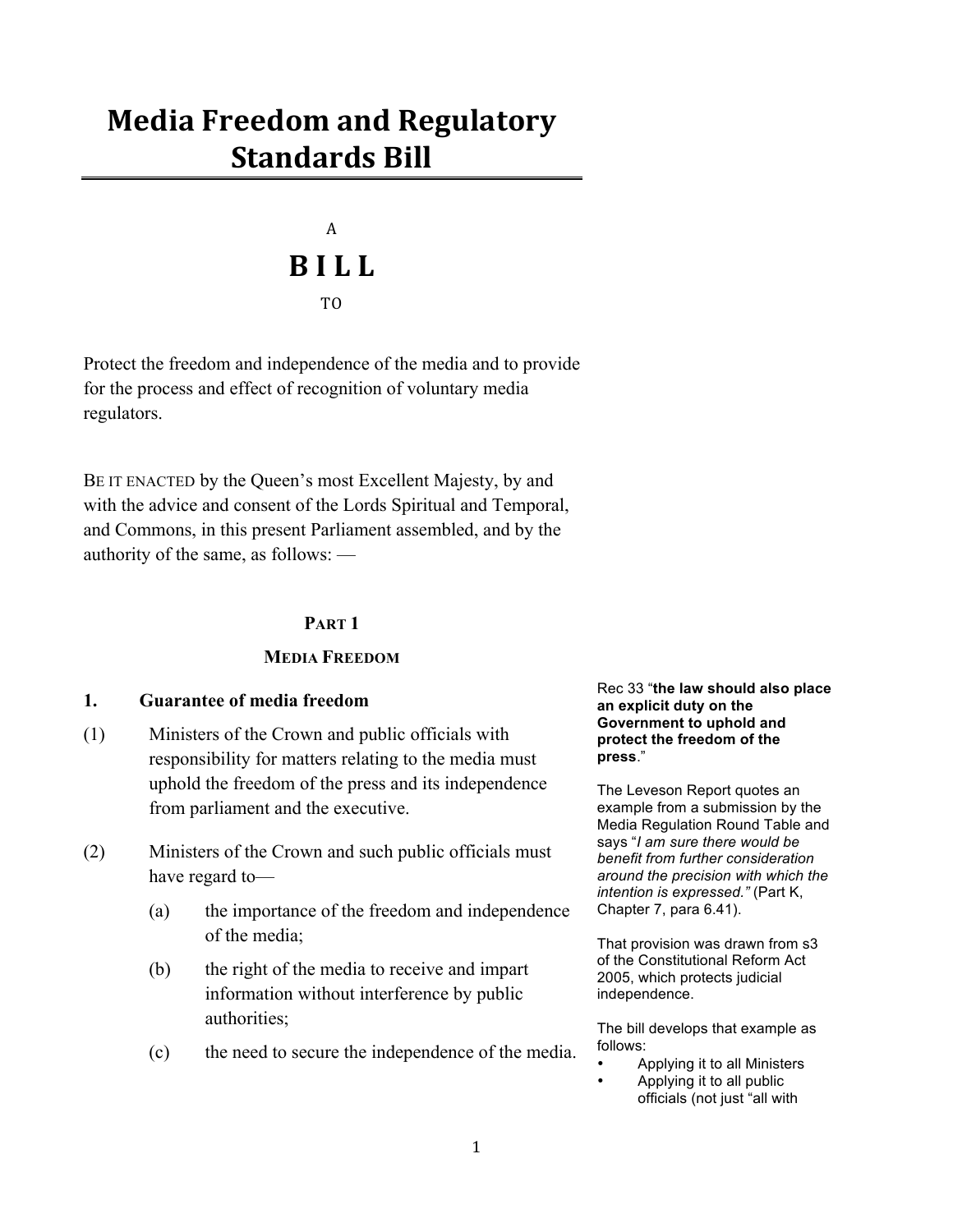# Media Freedom and Regulatory Standards Bill

A

## B I L L

TO

Protect the freedom and independence of the media and to provide for the process and effect of recognition of voluntary media regulators.

BE IT ENACTED by the Queen's most Excellent Majesty, by and with the advice and consent of the Lords Spiritual and Temporal, and Commons, in this present Parliament assembled, and by the authority of the same, as follows: —

### PART 1

### MEDIA FREEDOM

**1. Guarantee of media freedom**

(1) Ministers of the Crown and public officials with responsibility for matters relating to the media must uphold the freedom of the press and its independence from parliament and the executive.

(2) Ministers of the Crown and such public officials must have regard to—

(a) the importance of the freedom and independence of the media;

(b) the right of the media to receive and impart information without interference by public authorities;

(c) the need to secure the independence of the media.

Rec 33 "**the law should also place an explicit duty on the Government to uphold and protect the freedom of the press**."

The Leveson Report quotes an example from a submission by the Media Regulation Round Table and says "*I am sure there would be benefit from further consideration around the precision with which the intention is expressed.*" (Part K, Chapter 7, para 6.41).

That provision was drawn from s3 of the Constitutional Reform Act 2005, which protects judicial independence.

The bill develops that example as follows:

- Applying it to all Ministers
- Applying it to all public officials (not just "all with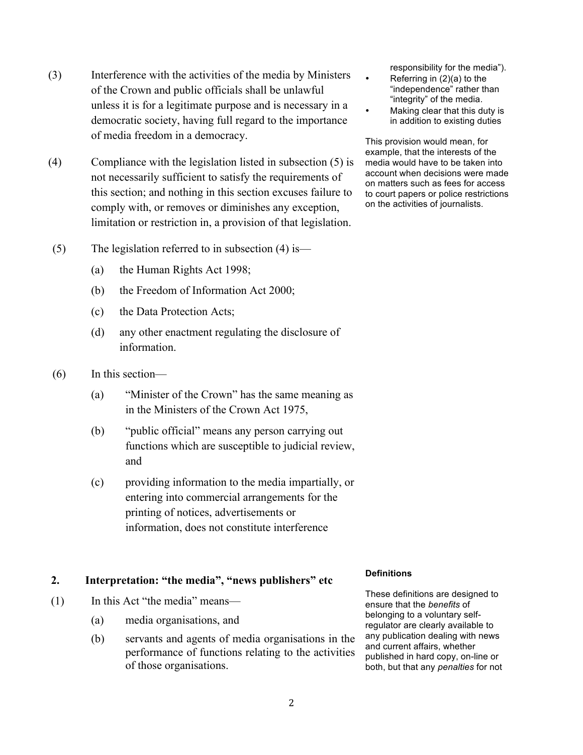(3) Interference with the activities of the media by Ministers of the Crown and public officials shall be unlawful unless it is for a legitimate purpose and is necessary in a democratic society, having full regard to the importance of media freedom in a democracy.

(4) Compliance with the legislation listed in subsection (5) is not necessarily sufficient to satisfy the requirements of this section; and nothing in this section excuses failure to comply with, or removes or diminishes any exception, limitation or restriction in, a provision of that legislation.

(5) The legislation referred to in subsection (4) is—

- (a) the Human Rights Act 1998;
- (b) the Freedom of Information Act 2000;
- (c) the Data Protection Acts;
- (d) any other enactment regulating the disclosure of information.

(6) In this section—

- (a) "Minister of the Crown" has the same meaning as in the Ministers of the Crown Act 1975,
- (b) "public official" means any person carrying out functions which are susceptible to judicial review, and
- (c) providing information to the media impartially, or entering into commercial arrangements for the printing of notices, advertisements or information, does not constitute interference

responsibility for the media").

- Referring in (2)(a) to the "independence" rather than "integrity" of the media.
- Making clear that this duty is in addition to existing duties

This provision would mean, for example, that the interests of the media would have to be taken into account when decisions were made on matters such as fees for access to court papers or police restrictions on the activities of journalists.

## 2. Interpretation: "the media", "news publishers" etc

(1) In this Act "the media" means—

- (a) media organisations, and
- (b) servants and agents of media organisations in the performance of functions relating to the activities of those organisations.

**Definitions**

These definitions are designed to ensure that the *benefits* of belonging to a voluntary self-regulator are clearly available to any publication dealing with news and current affairs, whether published in hard copy, on-line or both, but that any *penalties* for not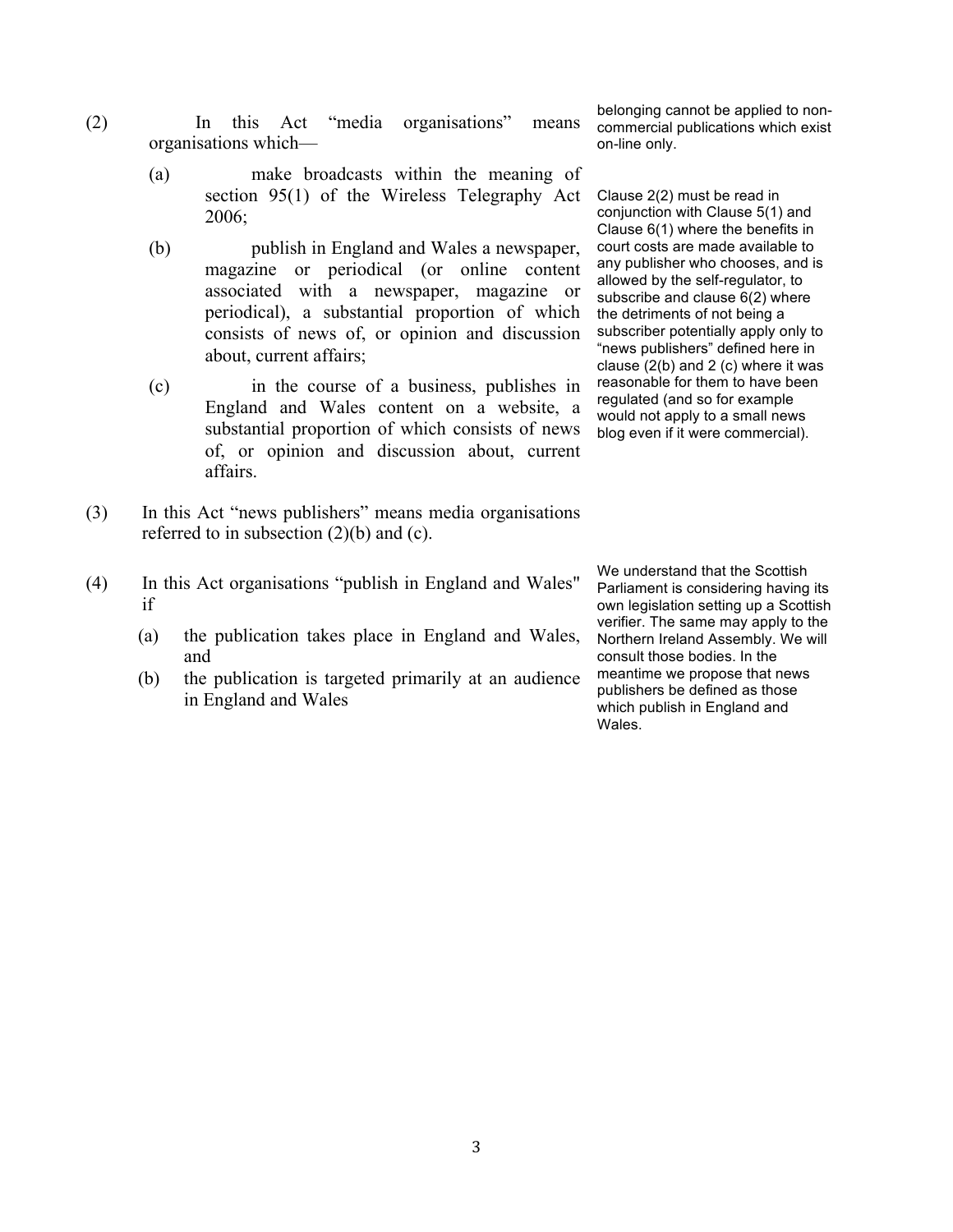(2) In this Act "media organisations" means organisations which—

(a) make broadcasts within the meaning of section 95(1) of the Wireless Telegraphy Act 2006;

(b) publish in England and Wales a newspaper, magazine or periodical (or online content associated with a newspaper, magazine or periodical), a substantial proportion of which consists of news of, or opinion and discussion about, current affairs;

(c) in the course of a business, publishes in England and Wales content on a website, a substantial proportion of which consists of news of, or opinion and discussion about, current affairs.

belonging cannot be applied to non-commercial publications which exist on-line only.

Clause 2(2) must be read in conjunction with Clause 5(1) and Clause 6(1) where the benefits in court costs are made available to any publisher who chooses, and is allowed by the self-regulator, to subscribe and clause 6(2) where the detriments of not being a subscriber potentially apply only to "news publishers" defined here in clause (2(b) and 2 (c) where it was reasonable for them to have been regulated (and so for example would not apply to a small news blog even if it were commercial).

(3) In this Act "news publishers" means media organisations referred to in subsection (2)(b) and (c).

(4) In this Act organisations "publish in England and Wales" if

(a) the publication takes place in England and Wales, and

(b) the publication is targeted primarily at an audience in England and Wales

We understand that the Scottish Parliament is considering having its own legislation setting up a Scottish verifier. The same may apply to the Northern Ireland Assembly. We will consult those bodies. In the meantime we propose that news publishers be defined as those which publish in England and Wales.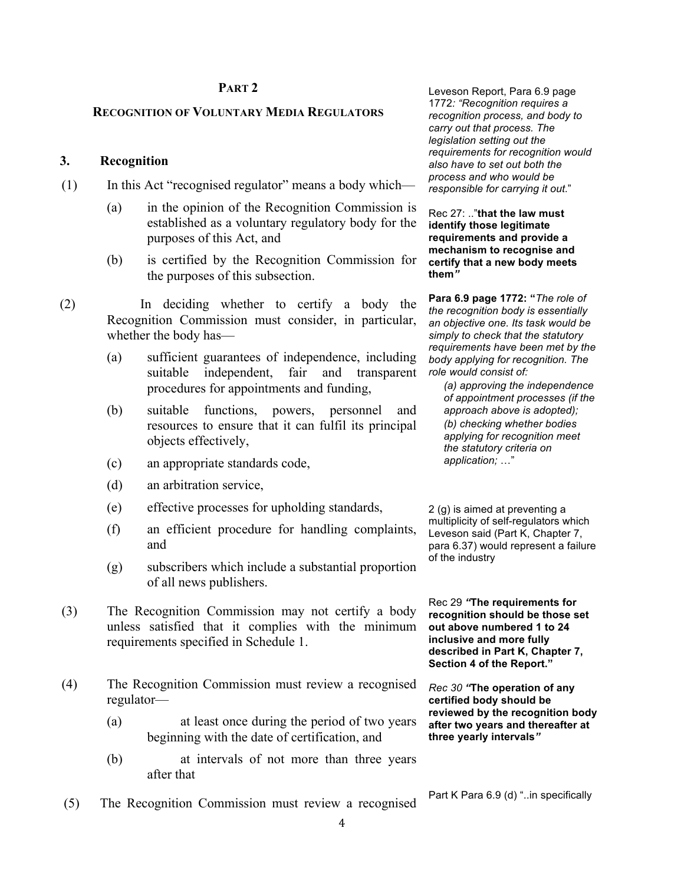## PART 2

### RECOGNITION OF VOLUNTARY MEDIA REGULATORS

Leveson Report, Para 6.9 page 1772*: "Recognition requires a recognition process, and body to carry out that process. The legislation setting out the requirements for recognition would also have to set out both the process and who would be responsible for carrying it out.*"

### 3. Recognition

(1) In this Act "recognised regulator" means a body which—

(a) in the opinion of the Recognition Commission is established as a voluntary regulatory body for the purposes of this Act, and

(b) is certified by the Recognition Commission for the purposes of this subsection.

Rec 27: .."**that the law must identify those legitimate requirements and provide a mechanism to recognise and certify that a new body meets them***"*

(2) In deciding whether to certify a body the Recognition Commission must consider, in particular, whether the body has—

(a) sufficient guarantees of independence, including suitable independent, fair and transparent procedures for appointments and funding,

(b) suitable functions, powers, personnel and resources to ensure that it can fulfil its principal objects effectively,

(c) an appropriate standards code,

(d) an arbitration service,

(e) effective processes for upholding standards,

(f) an efficient procedure for handling complaints, and

(g) subscribers which include a substantial proportion of all news publishers.

**Para 6.9 page 1772: "***The role of the recognition body is essentially an objective one. Its task would be simply to check that the statutory requirements have been met by the body applying for recognition. The role would consist of:*

*(a) approving the independence of appointment processes (if the approach above is adopted);*
*(b) checking whether bodies applying for recognition meet the statutory criteria on application; …*"

2 (g) is aimed at preventing a multiplicity of self-regulators which Leveson said (Part K, Chapter 7, para 6.37) would represent a failure of the industry

(3) The Recognition Commission may not certify a body unless satisfied that it complies with the minimum requirements specified in Schedule 1.

Rec 29 ***"*The requirements for recognition should be those set out above numbered 1 to 24 inclusive and more fully described in Part K, Chapter 7, Section 4 of the Report."**

(4) The Recognition Commission must review a recognised regulator—

(a) at least once during the period of two years beginning with the date of certification, and

(b) at intervals of not more than three years after that

*Rec 30* ***"*The operation of any certified body should be reviewed by the recognition body after two years and thereafter at three yearly intervals***"*

(5) The Recognition Commission must review a recognised

Part K Para 6.9 (d) "..in specifically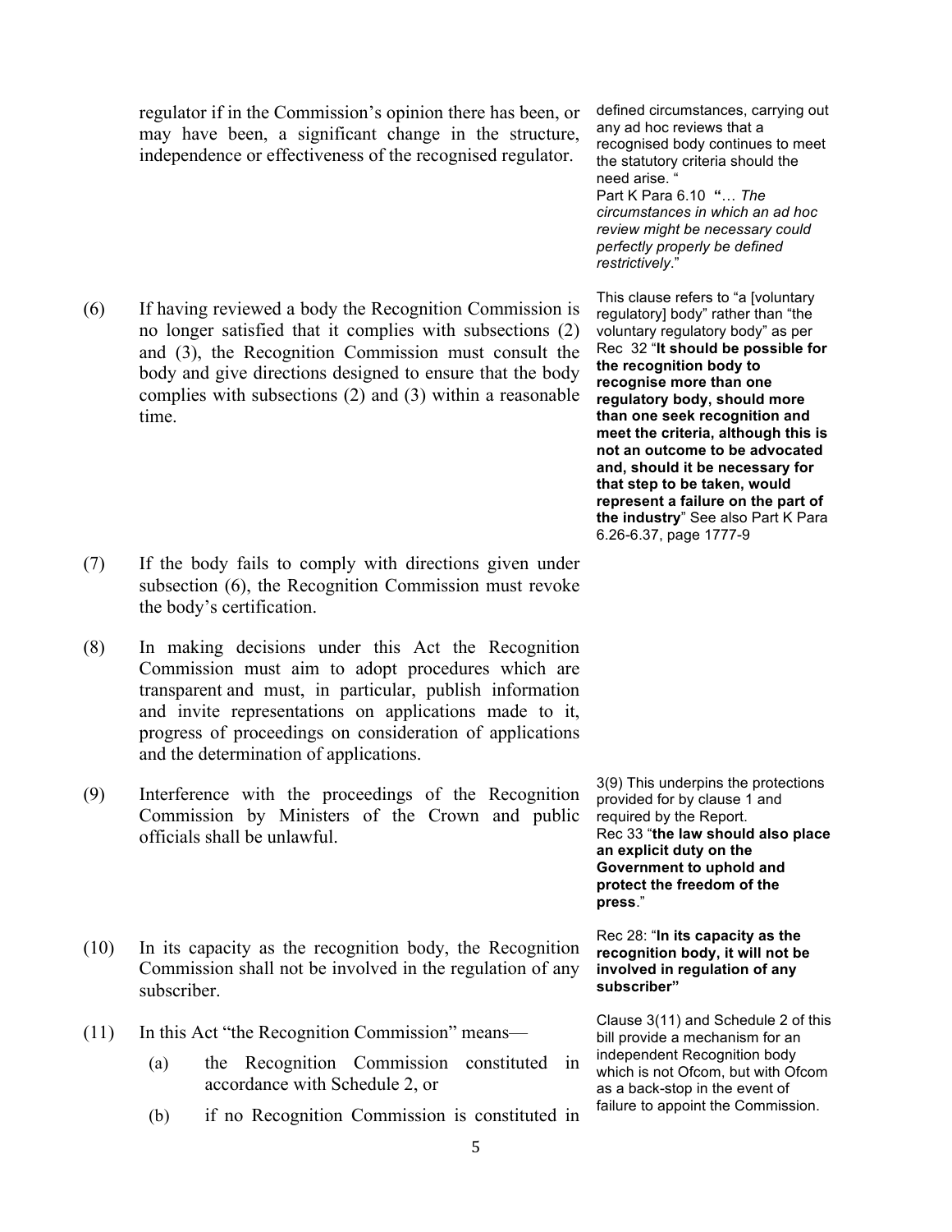regulator if in the Commission's opinion there has been, or may have been, a significant change in the structure, independence or effectiveness of the recognised regulator.

defined circumstances, carrying out any ad hoc reviews that a recognised body continues to meet the statutory criteria should the need arise. "
Part K Para 6.10 **"**… *The circumstances in which an ad hoc review might be necessary could perfectly properly be defined restrictively*."

(6) If having reviewed a body the Recognition Commission is no longer satisfied that it complies with subsections (2) and (3), the Recognition Commission must consult the body and give directions designed to ensure that the body complies with subsections (2) and (3) within a reasonable time.

This clause refers to "a [voluntary regulatory] body" rather than "the voluntary regulatory body" as per Rec 32 "**It should be possible for the recognition body to recognise more than one regulatory body, should more than one seek recognition and meet the criteria, although this is not an outcome to be advocated and, should it be necessary for that step to be taken, would represent a failure on the part of the industry**" See also Part K Para 6.26-6.37, page 1777-9

(7) If the body fails to comply with directions given under subsection (6), the Recognition Commission must revoke the body's certification.

(8) In making decisions under this Act the Recognition Commission must aim to adopt procedures which are transparent and must, in particular, publish information and invite representations on applications made to it, progress of proceedings on consideration of applications and the determination of applications.

(9) Interference with the proceedings of the Recognition Commission by Ministers of the Crown and public officials shall be unlawful.

3(9) This underpins the protections provided for by clause 1 and required by the Report.
Rec 33 "**the law should also place an explicit duty on the Government to uphold and protect the freedom of the press**."

(10) In its capacity as the recognition body, the Recognition Commission shall not be involved in the regulation of any subscriber.

Rec 28: "**In its capacity as the recognition body, it will not be involved in regulation of any subscriber"**

(11) In this Act "the Recognition Commission" means—

(a) the Recognition Commission constituted in accordance with Schedule 2, or

(b) if no Recognition Commission is constituted in

Clause 3(11) and Schedule 2 of this bill provide a mechanism for an independent Recognition body which is not Ofcom, but with Ofcom as a back-stop in the event of failure to appoint the Commission.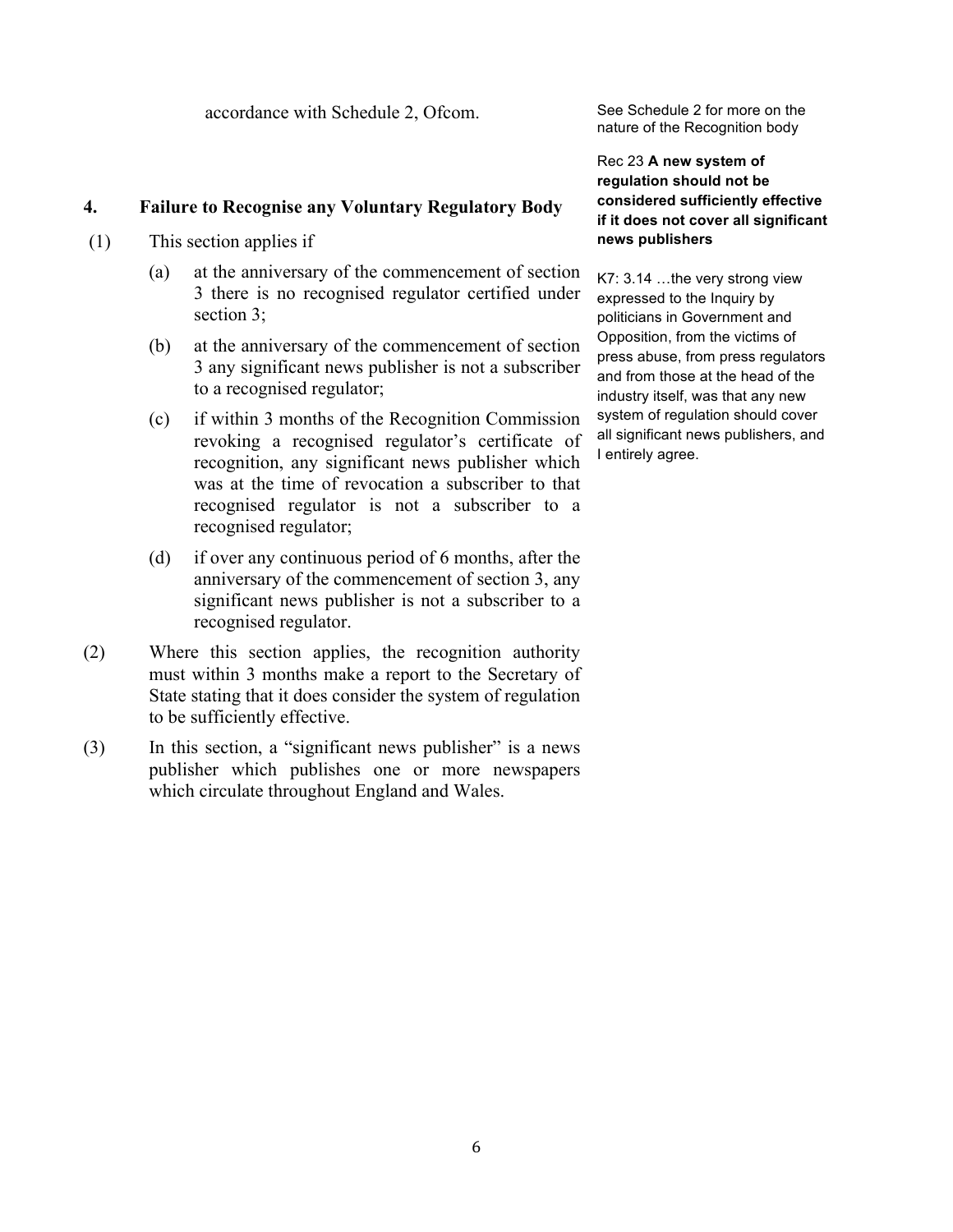accordance with Schedule 2, Ofcom.

See Schedule 2 for more on the nature of the Recognition body

## 4. Failure to Recognise any Voluntary Regulatory Body

Rec 23 **A new system of regulation should not be considered sufficiently effective if it does not cover all significant news publishers**

K7: 3.14 …the very strong view expressed to the Inquiry by politicians in Government and Opposition, from the victims of press abuse, from press regulators and from those at the head of the industry itself, was that any new system of regulation should cover all significant news publishers, and I entirely agree.

(1) This section applies if

(a) at the anniversary of the commencement of section 3 there is no recognised regulator certified under section 3;

(b) at the anniversary of the commencement of section 3 any significant news publisher is not a subscriber to a recognised regulator;

(c) if within 3 months of the Recognition Commission revoking a recognised regulator's certificate of recognition, any significant news publisher which was at the time of revocation a subscriber to that recognised regulator is not a subscriber to a recognised regulator;

(d) if over any continuous period of 6 months, after the anniversary of the commencement of section 3, any significant news publisher is not a subscriber to a recognised regulator.

(2) Where this section applies, the recognition authority must within 3 months make a report to the Secretary of State stating that it does consider the system of regulation to be sufficiently effective.

(3) In this section, a "significant news publisher" is a news publisher which publishes one or more newspapers which circulate throughout England and Wales.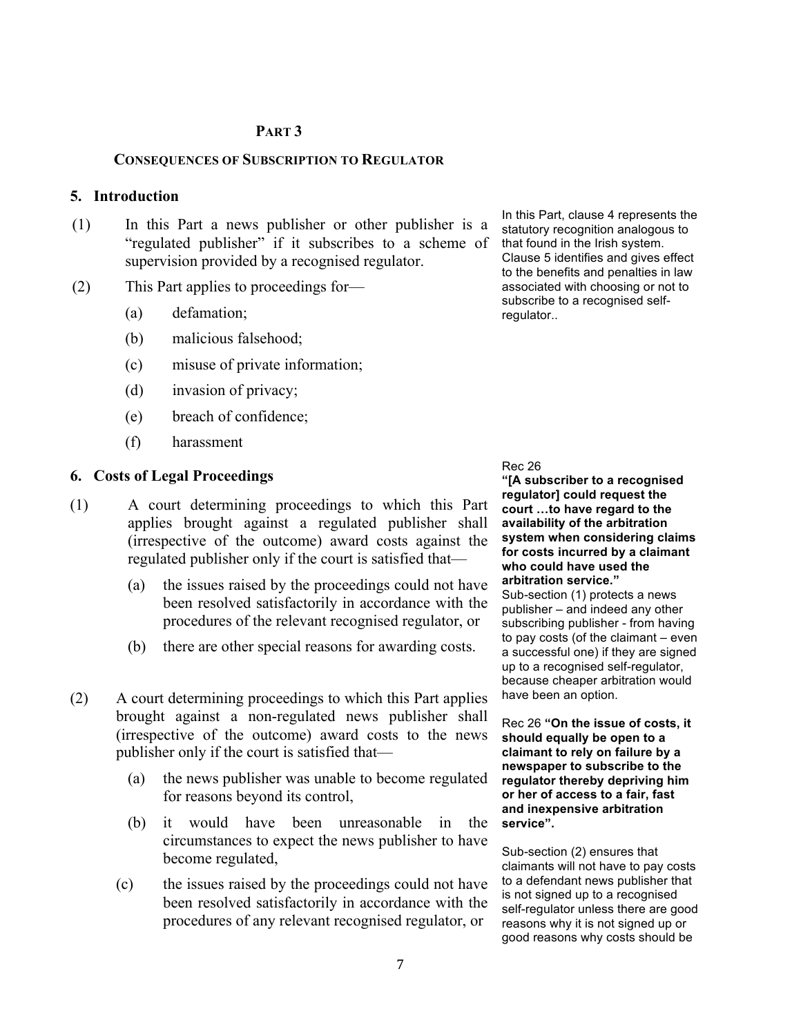## PART 3

### CONSEQUENCES OF SUBSCRIPTION TO REGULATOR

### 5. Introduction

(1) In this Part a news publisher or other publisher is a "regulated publisher" if it subscribes to a scheme of supervision provided by a recognised regulator.

(2) This Part applies to proceedings for—

(a) defamation;

(b) malicious falsehood;

(c) misuse of private information;

(d) invasion of privacy;

(e) breach of confidence;

(f) harassment

In this Part, clause 4 represents the statutory recognition analogous to that found in the Irish system. Clause 5 identifies and gives effect to the benefits and penalties in law associated with choosing or not to subscribe to a recognised self-regulator..

### 6. Costs of Legal Proceedings

(1) A court determining proceedings to which this Part applies brought against a regulated publisher shall (irrespective of the outcome) award costs against the regulated publisher only if the court is satisfied that—

(a) the issues raised by the proceedings could not have been resolved satisfactorily in accordance with the procedures of the relevant recognised regulator, or

(b) there are other special reasons for awarding costs.

(2) A court determining proceedings to which this Part applies brought against a non-regulated news publisher shall (irrespective of the outcome) award costs to the news publisher only if the court is satisfied that—

(a) the news publisher was unable to become regulated for reasons beyond its control,

(b) it would have been unreasonable in the circumstances to expect the news publisher to have become regulated,

(c) the issues raised by the proceedings could not have been resolved satisfactorily in accordance with the procedures of any relevant recognised regulator, or

Rec 26

**"[A subscriber to a recognised regulator] could request the court …to have regard to the availability of the arbitration system when considering claims for costs incurred by a claimant who could have used the arbitration service."**

Sub-section (1) protects a news publisher – and indeed any other subscribing publisher - from having to pay costs (of the claimant – even a successful one) if they are signed up to a recognised self-regulator, because cheaper arbitration would have been an option.

Rec 26 **"On the issue of costs, it should equally be open to a claimant to rely on failure by a newspaper to subscribe to the regulator thereby depriving him or her of access to a fair, fast and inexpensive arbitration service".**

Sub-section (2) ensures that claimants will not have to pay costs to a defendant news publisher that is not signed up to a recognised self-regulator unless there are good reasons why it is not signed up or good reasons why costs should be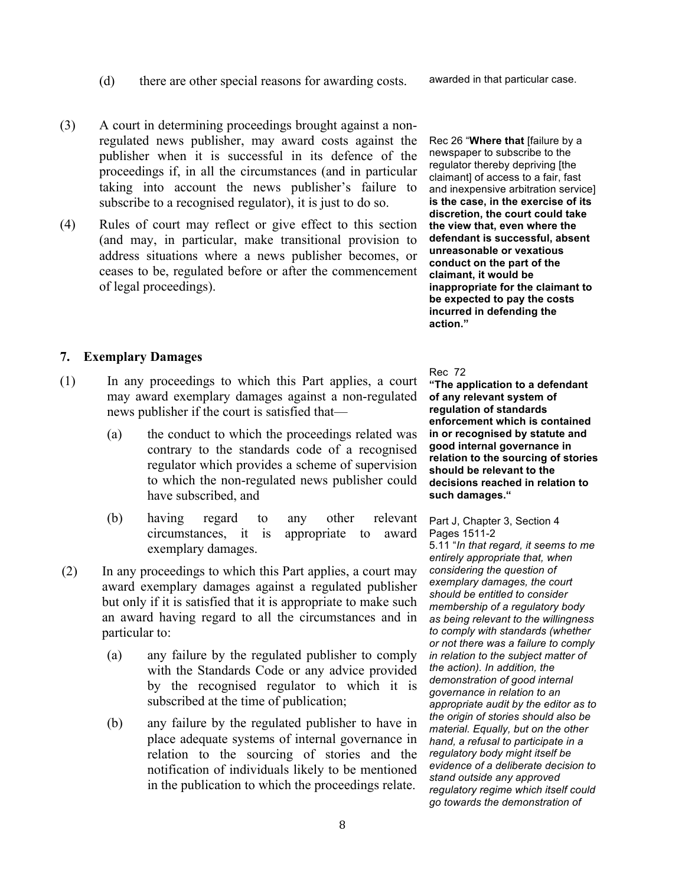(d) there are other special reasons for awarding costs.

awarded in that particular case.

(3) A court in determining proceedings brought against a non-regulated news publisher, may award costs against the publisher when it is successful in its defence of the proceedings if, in all the circumstances (and in particular taking into account the news publisher's failure to subscribe to a recognised regulator), it is just to do so.

(4) Rules of court may reflect or give effect to this section (and may, in particular, make transitional provision to address situations where a news publisher becomes, or ceases to be, regulated before or after the commencement of legal proceedings).

Rec 26 "**Where that** [failure by a newspaper to subscribe to the regulator thereby depriving [the claimant] of access to a fair, fast and inexpensive arbitration service] **is the case, in the exercise of its discretion, the court could take the view that, even where the defendant is successful, absent unreasonable or vexatious conduct on the part of the claimant, it would be inappropriate for the claimant to be expected to pay the costs incurred in defending the action."**

## 7. Exemplary Damages

(1) In any proceedings to which this Part applies, a court may award exemplary damages against a non-regulated news publisher if the court is satisfied that—

(a) the conduct to which the proceedings related was contrary to the standards code of a recognised regulator which provides a scheme of supervision to which the non-regulated news publisher could have subscribed, and

(b) having regard to any other relevant circumstances, it is appropriate to award exemplary damages.

(2) In any proceedings to which this Part applies, a court may award exemplary damages against a regulated publisher but only if it is satisfied that it is appropriate to make such an award having regard to all the circumstances and in particular to:

(a) any failure by the regulated publisher to comply with the Standards Code or any advice provided by the recognised regulator to which it is subscribed at the time of publication;

(b) any failure by the regulated publisher to have in place adequate systems of internal governance in relation to the sourcing of stories and the notification of individuals likely to be mentioned in the publication to which the proceedings relate.

Rec 72

**"The application to a defendant of any relevant system of regulation of standards enforcement which is contained in or recognised by statute and good internal governance in relation to the sourcing of stories should be relevant to the decisions reached in relation to such damages."**

Part J, Chapter 3, Section 4
Pages 1511-2

5.11 "*In that regard, it seems to me entirely appropriate that, when considering the question of exemplary damages, the court should be entitled to consider membership of a regulatory body as being relevant to the willingness to comply with standards (whether or not there was a failure to comply in relation to the subject matter of the action). In addition, the demonstration of good internal governance in relation to an appropriate audit by the editor as to the origin of stories should also be material. Equally, but on the other hand, a refusal to participate in a regulatory body might itself be evidence of a deliberate decision to stand outside any approved regulatory regime which itself could go towards the demonstration of*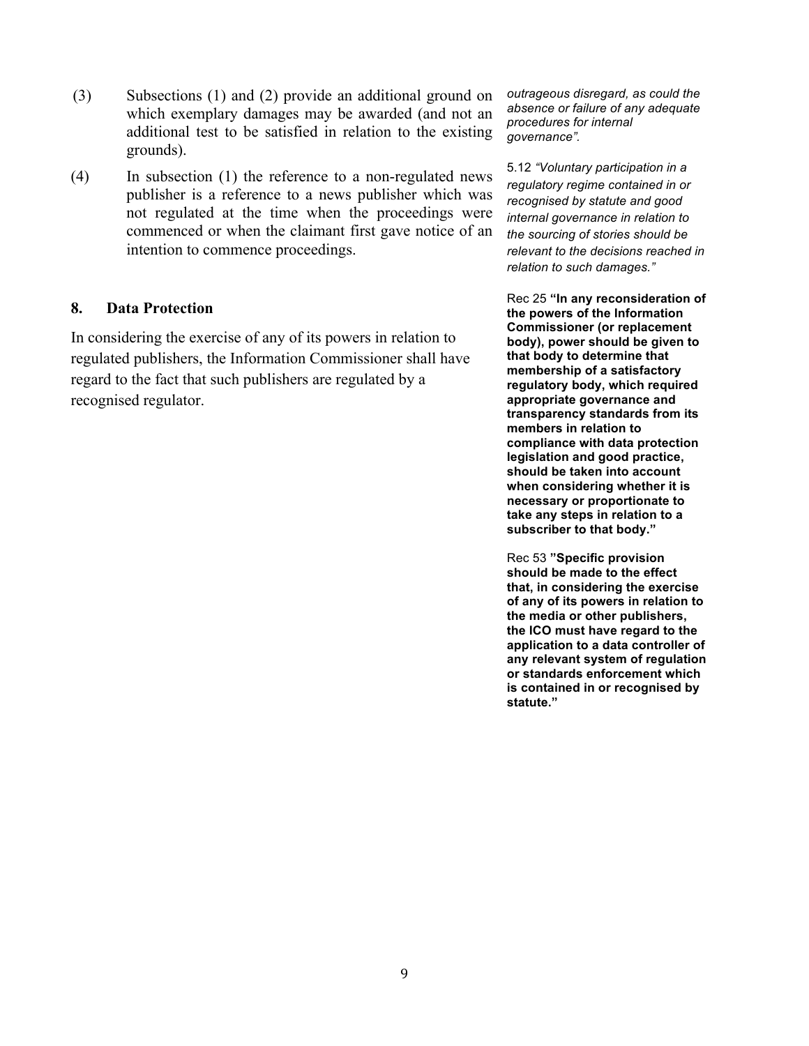(3) Subsections (1) and (2) provide an additional ground on which exemplary damages may be awarded (and not an additional test to be satisfied in relation to the existing grounds).

(4) In subsection (1) the reference to a non-regulated news publisher is a reference to a news publisher which was not regulated at the time when the proceedings were commenced or when the claimant first gave notice of an intention to commence proceedings.

## 8. Data Protection

In considering the exercise of any of its powers in relation to regulated publishers, the Information Commissioner shall have regard to the fact that such publishers are regulated by a recognised regulator.

*outrageous disregard, as could the absence or failure of any adequate procedures for internal governance".*

5.12 *"Voluntary participation in a regulatory regime contained in or recognised by statute and good internal governance in relation to the sourcing of stories should be relevant to the decisions reached in relation to such damages."*

Rec 25 **"In any reconsideration of the powers of the Information Commissioner (or replacement body), power should be given to that body to determine that membership of a satisfactory regulatory body, which required appropriate governance and transparency standards from its members in relation to compliance with data protection legislation and good practice, should be taken into account when considering whether it is necessary or proportionate to take any steps in relation to a subscriber to that body."**

Rec 53 **"Specific provision should be made to the effect that, in considering the exercise of any of its powers in relation to the media or other publishers, the ICO must have regard to the application to a data controller of any relevant system of regulation or standards enforcement which is contained in or recognised by statute."**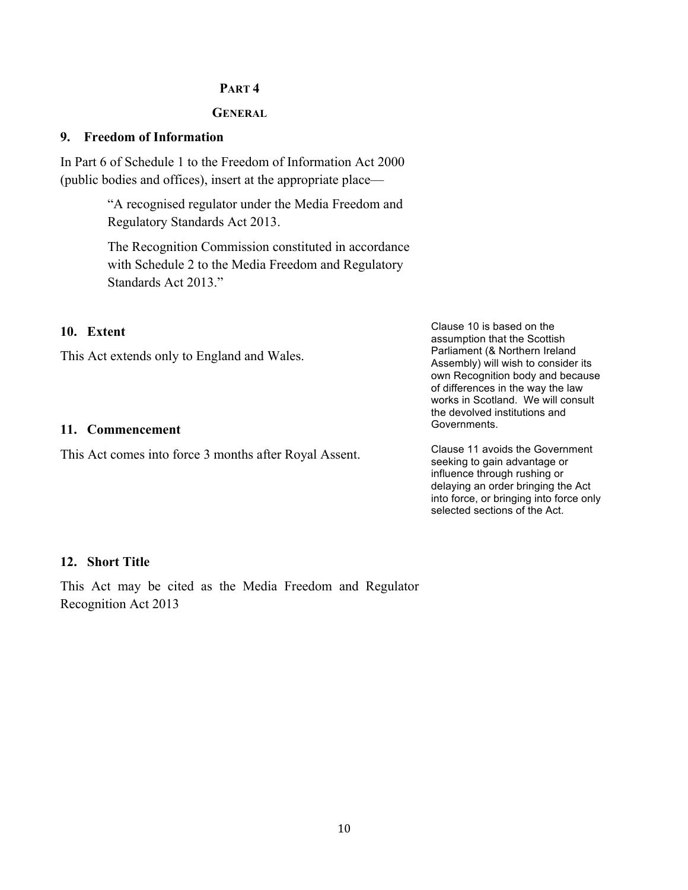## PART 4

## GENERAL

### 9. Freedom of Information

In Part 6 of Schedule 1 to the Freedom of Information Act 2000 (public bodies and offices), insert at the appropriate place—

> "A recognised regulator under the Media Freedom and Regulatory Standards Act 2013.
>
> The Recognition Commission constituted in accordance with Schedule 2 to the Media Freedom and Regulatory Standards Act 2013."

### 10. Extent

This Act extends only to England and Wales.

Clause 10 is based on the assumption that the Scottish Parliament (& Northern Ireland Assembly) will wish to consider its own Recognition body and because of differences in the way the law works in Scotland. We will consult the devolved institutions and Governments.

### 11. Commencement

This Act comes into force 3 months after Royal Assent.

Clause 11 avoids the Government seeking to gain advantage or influence through rushing or delaying an order bringing the Act into force, or bringing into force only selected sections of the Act.

### 12. Short Title

This Act may be cited as the Media Freedom and Regulator Recognition Act 2013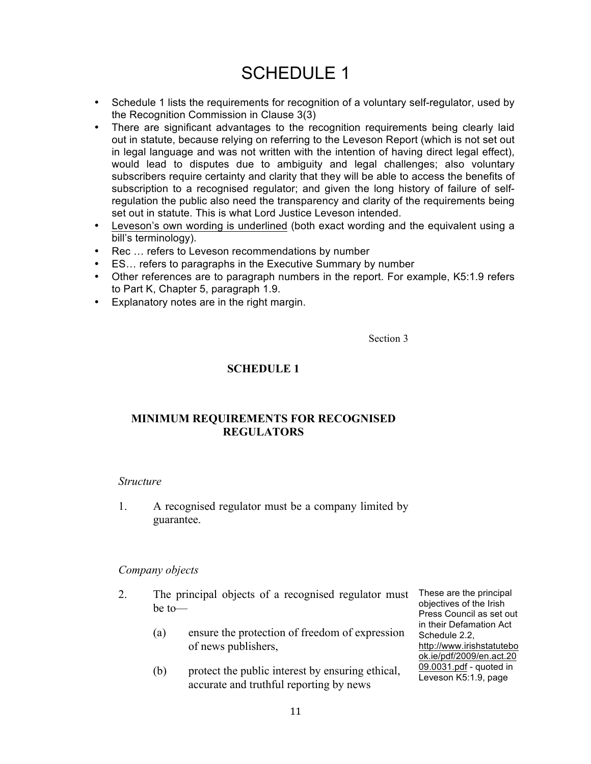# SCHEDULE 1

- Schedule 1 lists the requirements for recognition of a voluntary self-regulator, used by the Recognition Commission in Clause 3(3)
- There are significant advantages to the recognition requirements being clearly laid out in statute, because relying on referring to the Leveson Report (which is not set out in legal language and was not written with the intention of having direct legal effect), would lead to disputes due to ambiguity and legal challenges; also voluntary subscribers require certainty and clarity that they will be able to access the benefits of subscription to a recognised regulator; and given the long history of failure of self-regulation the public also need the transparency and clarity of the requirements being set out in statute. This is what Lord Justice Leveson intended.
- <u>Leveson's own wording is underlined</u> (both exact wording and the equivalent using a bill's terminology).
- Rec … refers to Leveson recommendations by number
- ES… refers to paragraphs in the Executive Summary by number
- Other references are to paragraph numbers in the report. For example, K5:1.9 refers to Part K, Chapter 5, paragraph 1.9.
- Explanatory notes are in the right margin.

Section 3

**SCHEDULE 1**

**MINIMUM REQUIREMENTS FOR RECOGNISED REGULATORS**

*Structure*

1. A recognised regulator must be a company limited by guarantee.

*Company objects*

2. The principal objects of a recognised regulator must be to—

   (a) ensure the protection of freedom of expression of news publishers,

   (b) protect the public interest by ensuring ethical, accurate and truthful reporting by news

These are the principal objectives of the Irish Press Council as set out in their Defamation Act Schedule 2.2, http://www.irishstatutebook.ie/pdf/2009/en.act.2009.0031.pdf - quoted in Leveson K5:1.9, page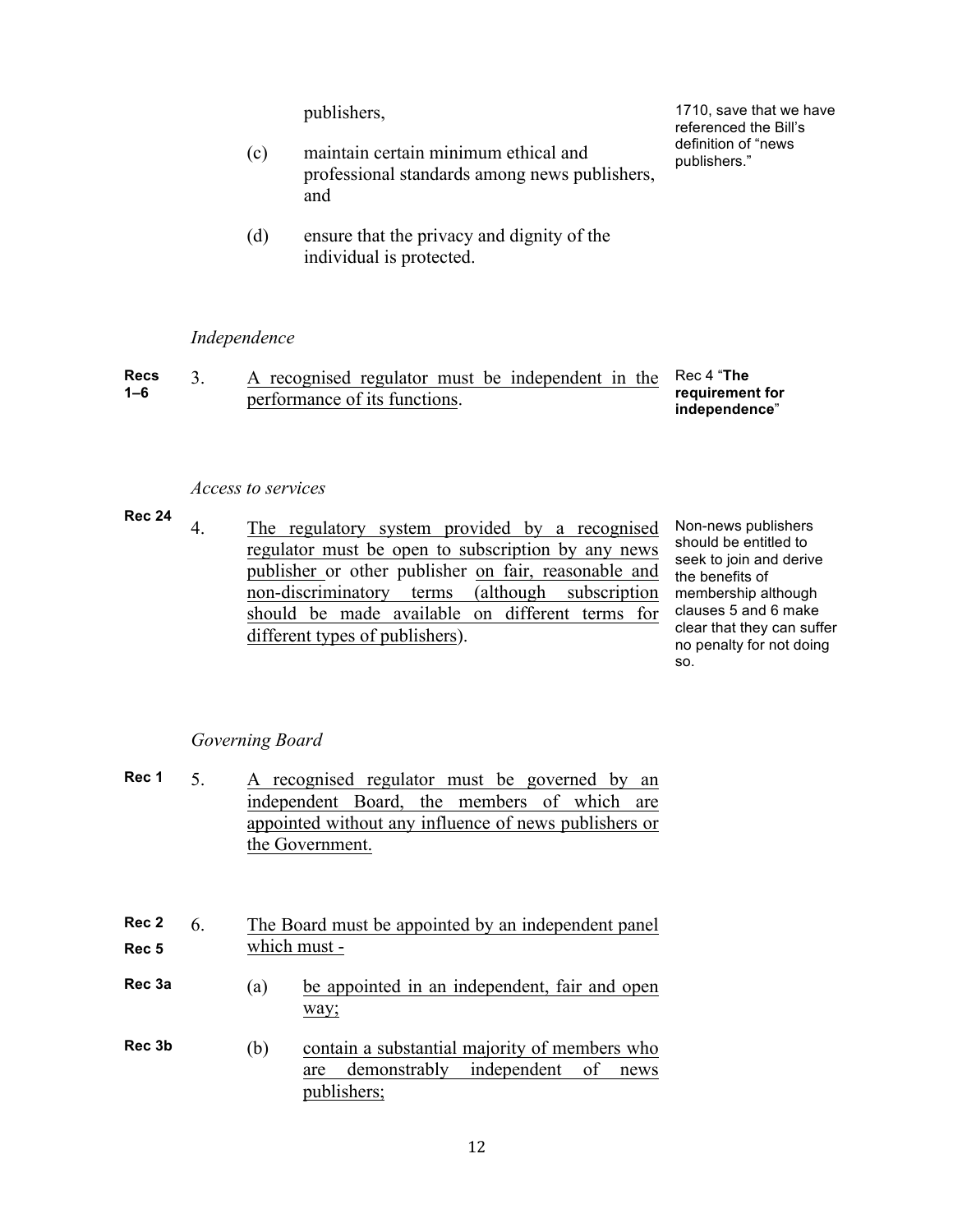publishers,

(c) maintain certain minimum ethical and professional standards among news publishers, and

(d) ensure that the privacy and dignity of the individual is protected.

> 1710, save that we have referenced the Bill's definition of "news publishers."

*Independence*

**Recs 1–6** 3. A recognised regulator must be independent in the performance of its functions.

> Rec 4 "**The requirement for independence**"

*Access to services*

**Rec 24** 4. The regulatory system provided by a recognised regulator must be open to subscription by any news publisher or other publisher on fair, reasonable and non-discriminatory terms (although subscription should be made available on different terms for different types of publishers).

> Non-news publishers should be entitled to seek to join and derive the benefits of membership although clauses 5 and 6 make clear that they can suffer no penalty for not doing so.

*Governing Board*

**Rec 1** 5. A recognised regulator must be governed by an independent Board, the members of which are appointed without any influence of news publishers or the Government.

**Rec 2**
**Rec 5** 6. The Board must be appointed by an independent panel which must -

**Rec 3a** (a) be appointed in an independent, fair and open way;

**Rec 3b** (b) contain a substantial majority of members who are demonstrably independent of news publishers;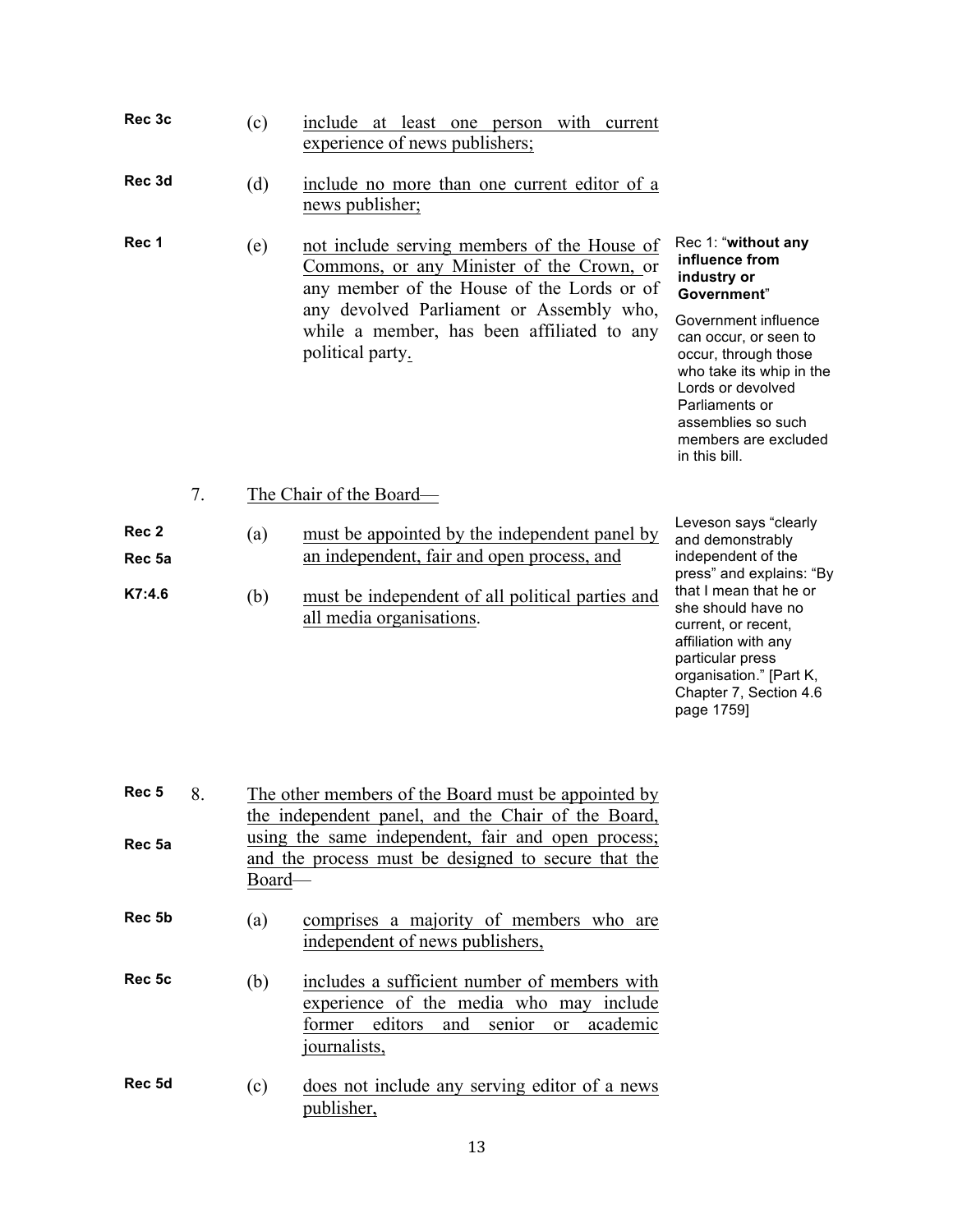Rec 3c (c) include at least one person with current experience of news publishers;

Rec 3d (d) include no more than one current editor of a news publisher;

Rec 1 (e) not include serving members of the House of Commons, or any Minister of the Crown, or any member of the House of the Lords or of any devolved Parliament or Assembly who, while a member, has been affiliated to any political party.

> Rec 1: "**without any influence from industry or Government**"
>
> Government influence can occur, or seen to occur, through those who take its whip in the Lords or devolved Parliaments or assemblies so such members are excluded in this bill.

7. The Chair of the Board—

Rec 2, Rec 5a (a) must be appointed by the independent panel by an independent, fair and open process, and

K7:4.6 (b) must be independent of all political parties and all media organisations.

> Leveson says "clearly and demonstrably independent of the press" and explains: "By that I mean that he or she should have no current, or recent, affiliation with any particular press organisation." [Part K, Chapter 7, Section 4.6 page 1759]

Rec 5, Rec 5a 8. The other members of the Board must be appointed by the independent panel, and the Chair of the Board, using the same independent, fair and open process; and the process must be designed to secure that the Board—

Rec 5b (a) comprises a majority of members who are independent of news publishers,

Rec 5c (b) includes a sufficient number of members with experience of the media who may include former editors and senior or academic journalists,

Rec 5d (c) does not include any serving editor of a news publisher,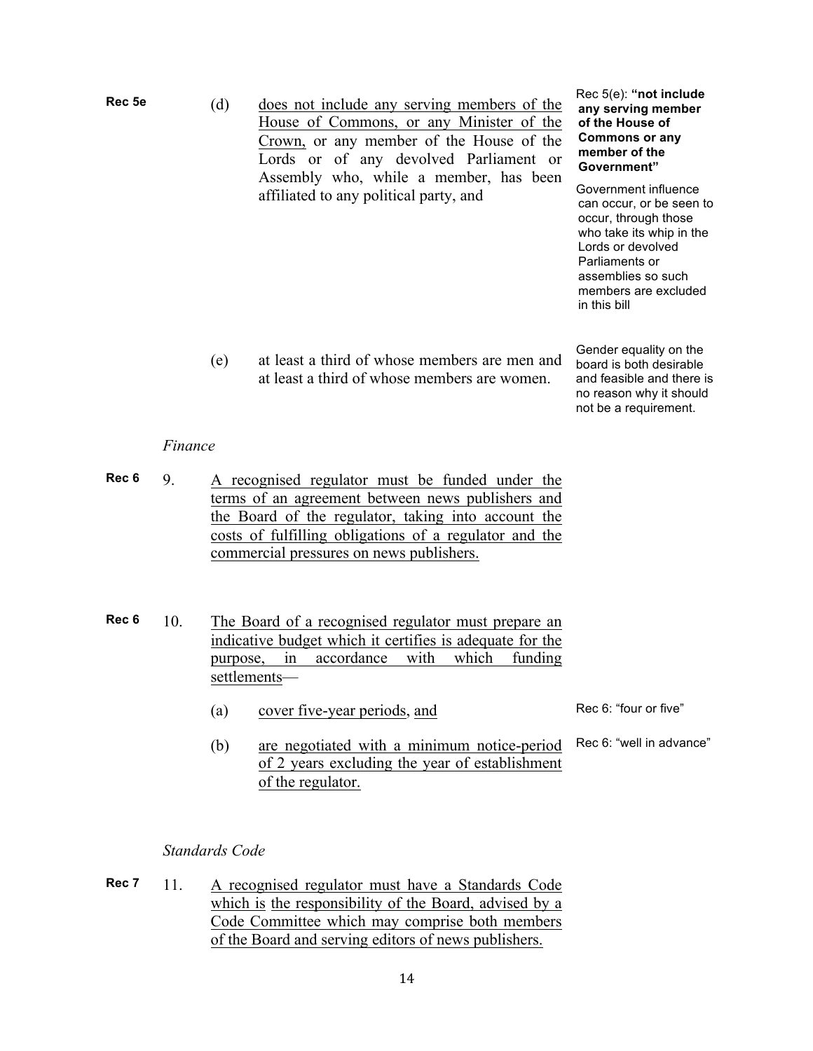**Rec 5e**

(d) does not include any serving members of the House of Commons, or any Minister of the Crown, or any member of the House of the Lords or of any devolved Parliament or Assembly who, while a member, has been affiliated to any political party, and

> Rec 5(e): **"not include any serving member of the House of Commons or any member of the Government"**
>
> Government influence can occur, or be seen to occur, through those who take its whip in the Lords or devolved Parliaments or assemblies so such members are excluded in this bill

(e) at least a third of whose members are men and at least a third of whose members are women.

> Gender equality on the board is both desirable and feasible and there is no reason why it should not be a requirement.

*Finance*

**Rec 6** 9. A recognised regulator must be funded under the terms of an agreement between news publishers and the Board of the regulator, taking into account the costs of fulfilling obligations of a regulator and the commercial pressures on news publishers.

**Rec 6** 10. The Board of a recognised regulator must prepare an indicative budget which it certifies is adequate for the purpose, in accordance with which funding settlements—

(a) cover five-year periods, and

> Rec 6: "four or five"

(b) are negotiated with a minimum notice-period of 2 years excluding the year of establishment of the regulator.

> Rec 6: "well in advance"

*Standards Code*

**Rec 7** 11. A recognised regulator must have a Standards Code which is the responsibility of the Board, advised by a Code Committee which may comprise both members of the Board and serving editors of news publishers.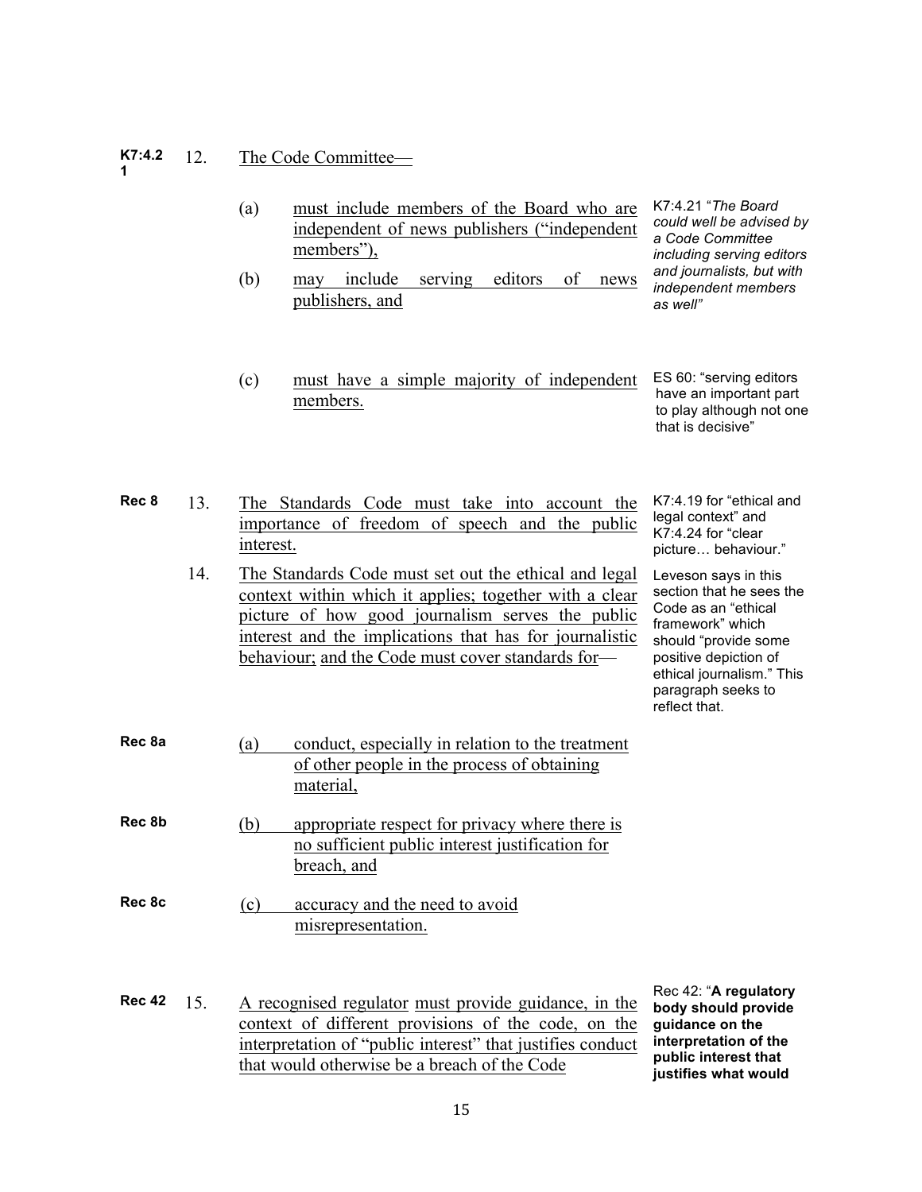| | | | |
|---|---|---|---|
| K7:4.21 | 12. | The Code Committee— | |
| | | (a) must include members of the Board who are independent of news publishers ("independent members"), | K7:4.21 "*The Board could well be advised by a Code Committee including serving editors and journalists, but with independent members as well"* |
| | | (b) may include serving editors of news publishers, and | |
| | | (c) must have a simple majority of independent members. | ES 60: "serving editors have an important part to play although not one that is decisive" |
| Rec 8 | 13. | The Standards Code must take into account the importance of freedom of speech and the public interest. | K7:4.19 for "ethical and legal context" and K7:4.24 for "clear picture… behaviour." |
| | 14. | The Standards Code must set out the ethical and legal context within which it applies; together with a clear picture of how good journalism serves the public interest and the implications that has for journalistic behaviour; and the Code must cover standards for— | Leveson says in this section that he sees the Code as an "ethical framework" which should "provide some positive depiction of ethical journalism." This paragraph seeks to reflect that. |
| Rec 8a | | (a) conduct, especially in relation to the treatment of other people in the process of obtaining material, | |
| Rec 8b | | (b) appropriate respect for privacy where there is no sufficient public interest justification for breach, and | |
| Rec 8c | | (c) accuracy and the need to avoid misrepresentation. | |
| Rec 42 | 15. | A recognised regulator must provide guidance, in the context of different provisions of the code, on the interpretation of "public interest" that justifies conduct that would otherwise be a breach of the Code | Rec 42: "**A regulatory body should provide guidance on the interpretation of the public interest that justifies what would** |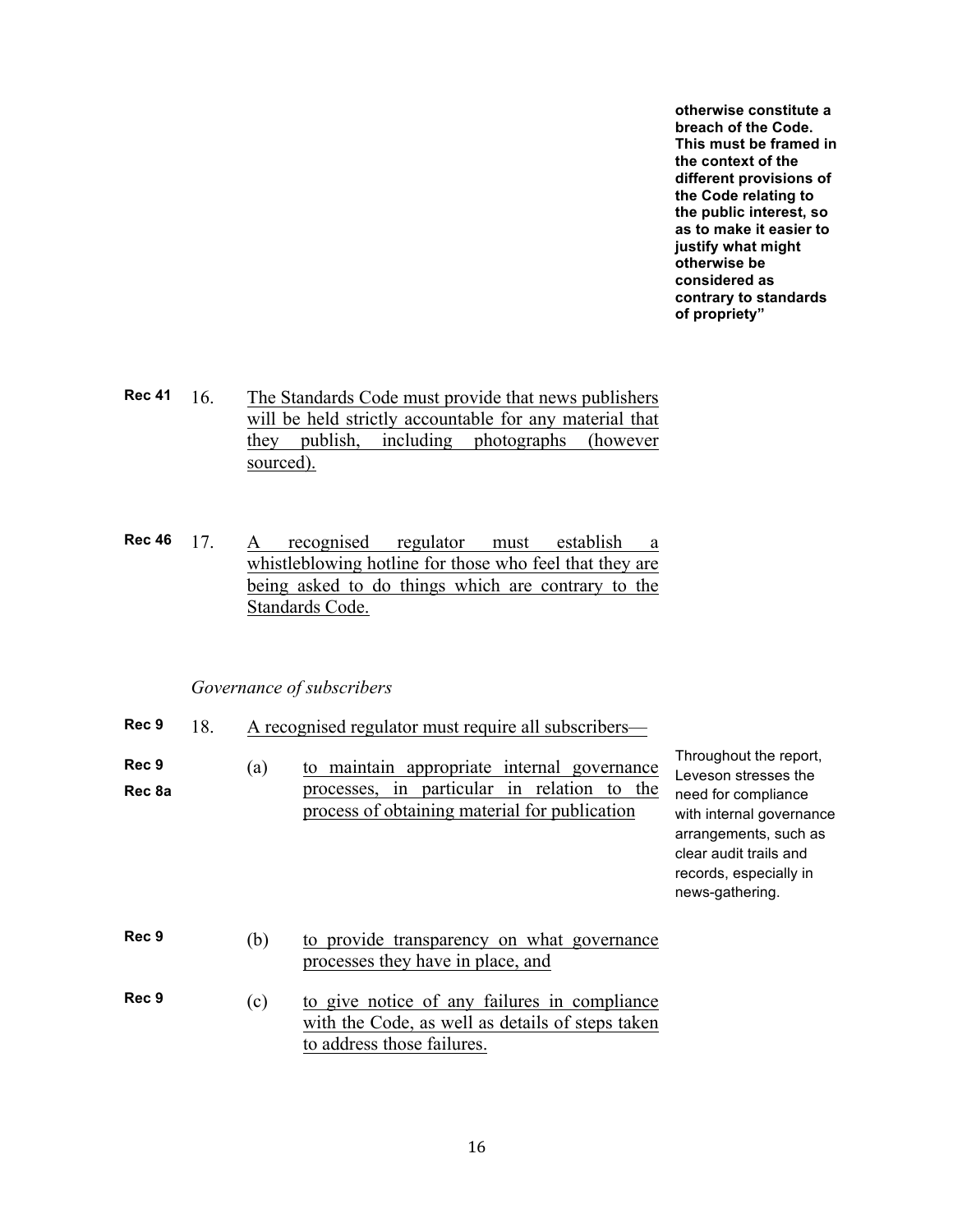**otherwise constitute a breach of the Code. This must be framed in the context of the different provisions of the Code relating to the public interest, so as to make it easier to justify what might otherwise be considered as contrary to standards of propriety"**

**Rec 41** 16. The Standards Code must provide that news publishers will be held strictly accountable for any material that they publish, including photographs (however sourced).

**Rec 46** 17. A recognised regulator must establish a whistleblowing hotline for those who feel that they are being asked to do things which are contrary to the Standards Code.

*Governance of subscribers*

**Rec 9** 18. A recognised regulator must require all subscribers—

**Rec 9**
**Rec 8a** (a) to maintain appropriate internal governance processes, in particular in relation to the process of obtaining material for publication

Throughout the report, Leveson stresses the need for compliance with internal governance arrangements, such as clear audit trails and records, especially in news-gathering.

**Rec 9** (b) to provide transparency on what governance processes they have in place, and

**Rec 9** (c) to give notice of any failures in compliance with the Code, as well as details of steps taken to address those failures.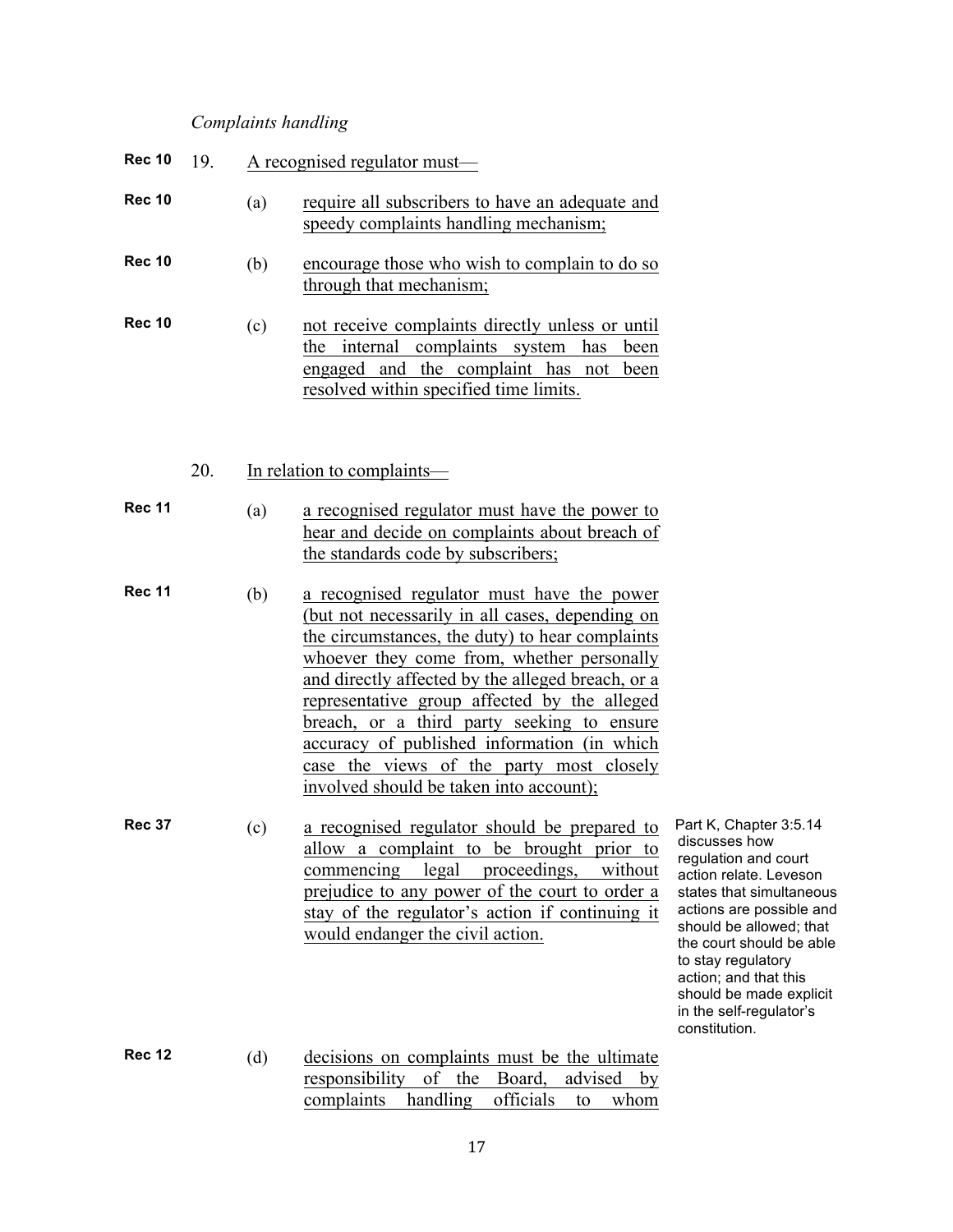*Complaints handling*

Rec 10 19. A recognised regulator must—

Rec 10 (a) require all subscribers to have an adequate and speedy complaints handling mechanism;

Rec 10 (b) encourage those who wish to complain to do so through that mechanism;

Rec 10 (c) not receive complaints directly unless or until the internal complaints system has been engaged and the complaint has not been resolved within specified time limits.

20. In relation to complaints—

Rec 11 (a) a recognised regulator must have the power to hear and decide on complaints about breach of the standards code by subscribers;

Rec 11 (b) a recognised regulator must have the power (but not necessarily in all cases, depending on the circumstances, the duty) to hear complaints whoever they come from, whether personally and directly affected by the alleged breach, or a representative group affected by the alleged breach, or a third party seeking to ensure accuracy of published information (in which case the views of the party most closely involved should be taken into account);

Rec 37 (c) a recognised regulator should be prepared to allow a complaint to be brought prior to commencing legal proceedings, without prejudice to any power of the court to order a stay of the regulator's action if continuing it would endanger the civil action.

Part K, Chapter 3:5.14 discusses how regulation and court action relate. Leveson states that simultaneous actions are possible and should be allowed; that the court should be able to stay regulatory action; and that this should be made explicit in the self-regulator's constitution.

Rec 12 (d) decisions on complaints must be the ultimate responsibility of the Board, advised by complaints handling officials to whom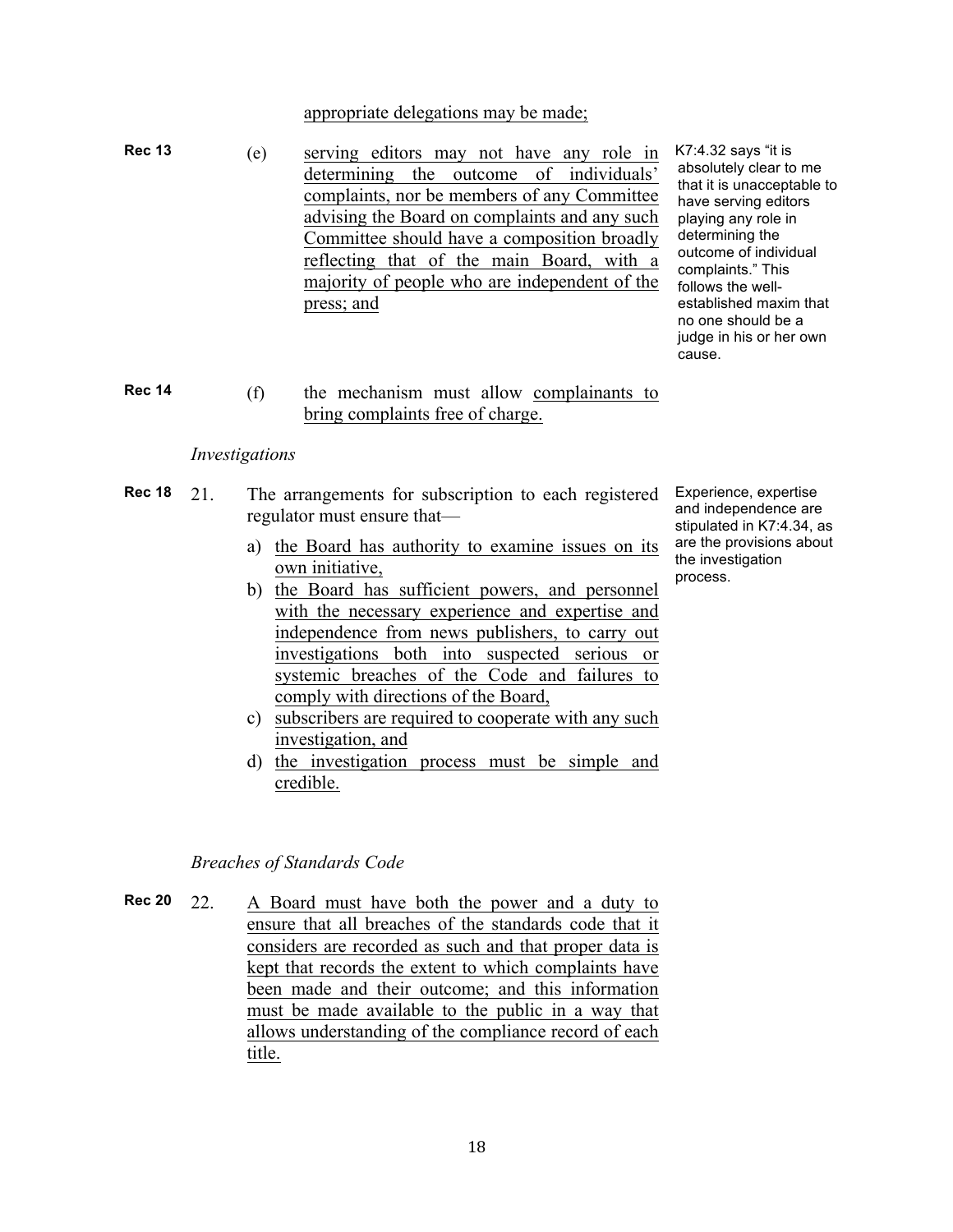appropriate delegations may be made;

**Rec 13** (e) serving editors may not have any role in determining the outcome of individuals' complaints, nor be members of any Committee advising the Board on complaints and any such Committee should have a composition broadly reflecting that of the main Board, with a majority of people who are independent of the press; and

> K7:4.32 says "it is absolutely clear to me that it is unacceptable to have serving editors playing any role in determining the outcome of individual complaints." This follows the well-established maxim that no one should be a judge in his or her own cause.

**Rec 14** (f) the mechanism must allow complainants to bring complaints free of charge.

*Investigations*

**Rec 18** 21. The arrangements for subscription to each registered regulator must ensure that—

a) the Board has authority to examine issues on its own initiative,
b) the Board has sufficient powers, and personnel with the necessary experience and expertise and independence from news publishers, to carry out investigations both into suspected serious or systemic breaches of the Code and failures to comply with directions of the Board,
c) subscribers are required to cooperate with any such investigation, and
d) the investigation process must be simple and credible.

> Experience, expertise and independence are stipulated in K7:4.34, as are the provisions about the investigation process.

*Breaches of Standards Code*

**Rec 20** 22. A Board must have both the power and a duty to ensure that all breaches of the standards code that it considers are recorded as such and that proper data is kept that records the extent to which complaints have been made and their outcome; and this information must be made available to the public in a way that allows understanding of the compliance record of each title.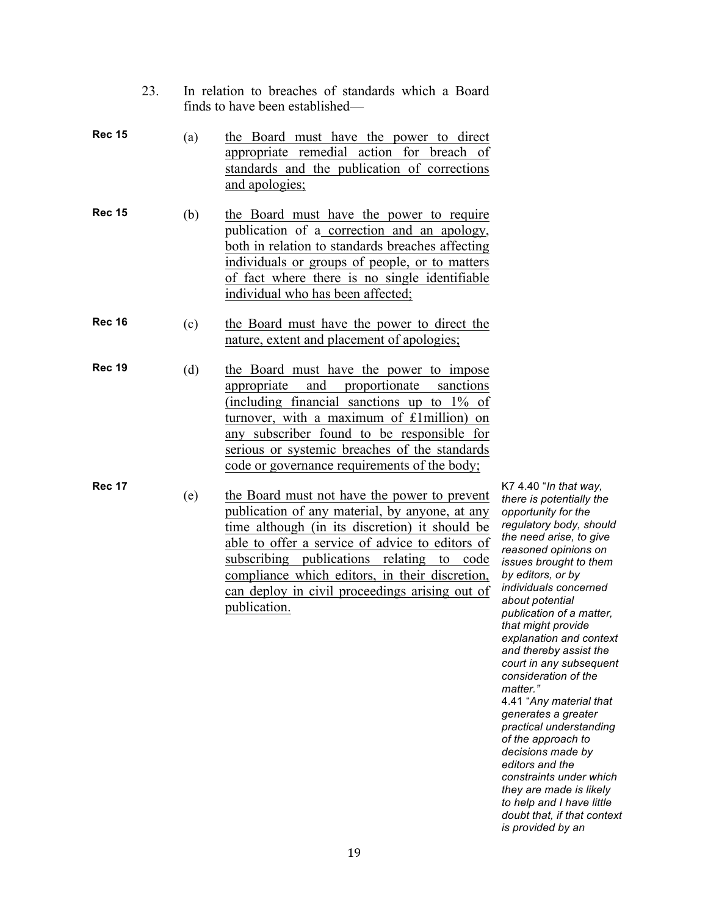23. In relation to breaches of standards which a Board finds to have been established—

**Rec 15** (a) the Board must have the power to direct appropriate remedial action for breach of standards and the publication of corrections and apologies;

**Rec 15** (b) the Board must have the power to require publication of a correction and an apology, both in relation to standards breaches affecting individuals or groups of people, or to matters of fact where there is no single identifiable individual who has been affected;

**Rec 16** (c) the Board must have the power to direct the nature, extent and placement of apologies;

**Rec 19** (d) the Board must have the power to impose appropriate and proportionate sanctions (including financial sanctions up to 1% of turnover, with a maximum of £1million) on any subscriber found to be responsible for serious or systemic breaches of the standards code or governance requirements of the body;

**Rec 17** (e) the Board must not have the power to prevent publication of any material, by anyone, at any time although (in its discretion) it should be able to offer a service of advice to editors of subscribing publications relating to code compliance which editors, in their discretion, can deploy in civil proceedings arising out of publication.

K7 4.40 "*In that way, there is potentially the opportunity for the regulatory body, should the need arise, to give reasoned opinions on issues brought to them by editors, or by individuals concerned about potential publication of a matter, that might provide explanation and context and thereby assist the court in any subsequent consideration of the matter.*"
4.41 "*Any material that generates a greater practical understanding of the approach to decisions made by editors and the constraints under which they are made is likely to help and I have little doubt that, if that context is provided by an*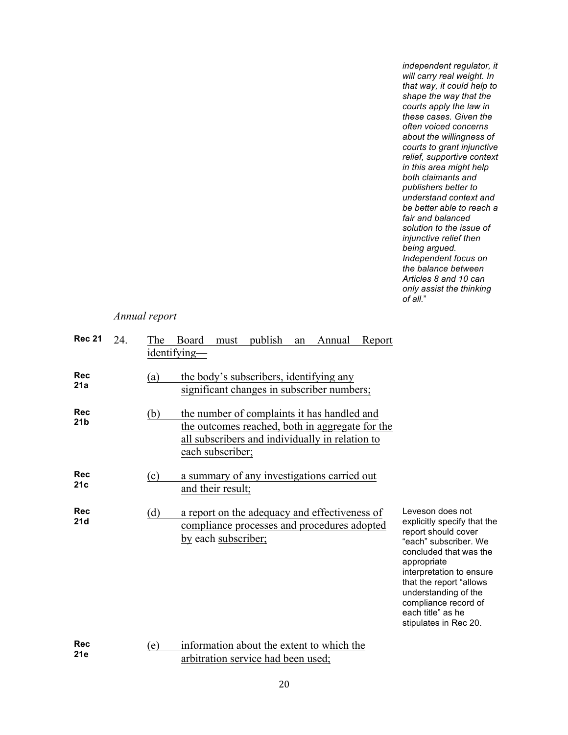*independent regulator, it will carry real weight. In that way, it could help to shape the way that the courts apply the law in these cases. Given the often voiced concerns about the willingness of courts to grant injunctive relief, supportive context in this area might help both claimants and publishers better to understand context and be better able to reach a fair and balanced solution to the issue of injunctive relief then being argued. Independent focus on the balance between Articles 8 and 10 can only assist the thinking of all.*"

*Annual report*

**Rec 21** 24. The Board must publish an Annual Report identifying—

**Rec 21a** (a) the body's subscribers, identifying any significant changes in subscriber numbers;

**Rec 21b** (b) the number of complaints it has handled and the outcomes reached, both in aggregate for the all subscribers and individually in relation to each subscriber;

**Rec 21c** (c) a summary of any investigations carried out and their result;

**Rec 21d** (d) a report on the adequacy and effectiveness of compliance processes and procedures adopted by each subscriber;

Leveson does not explicitly specify that the report should cover "each" subscriber. We concluded that was the appropriate interpretation to ensure that the report "allows understanding of the compliance record of each title" as he stipulates in Rec 20.

**Rec 21e** (e) information about the extent to which the arbitration service had been used;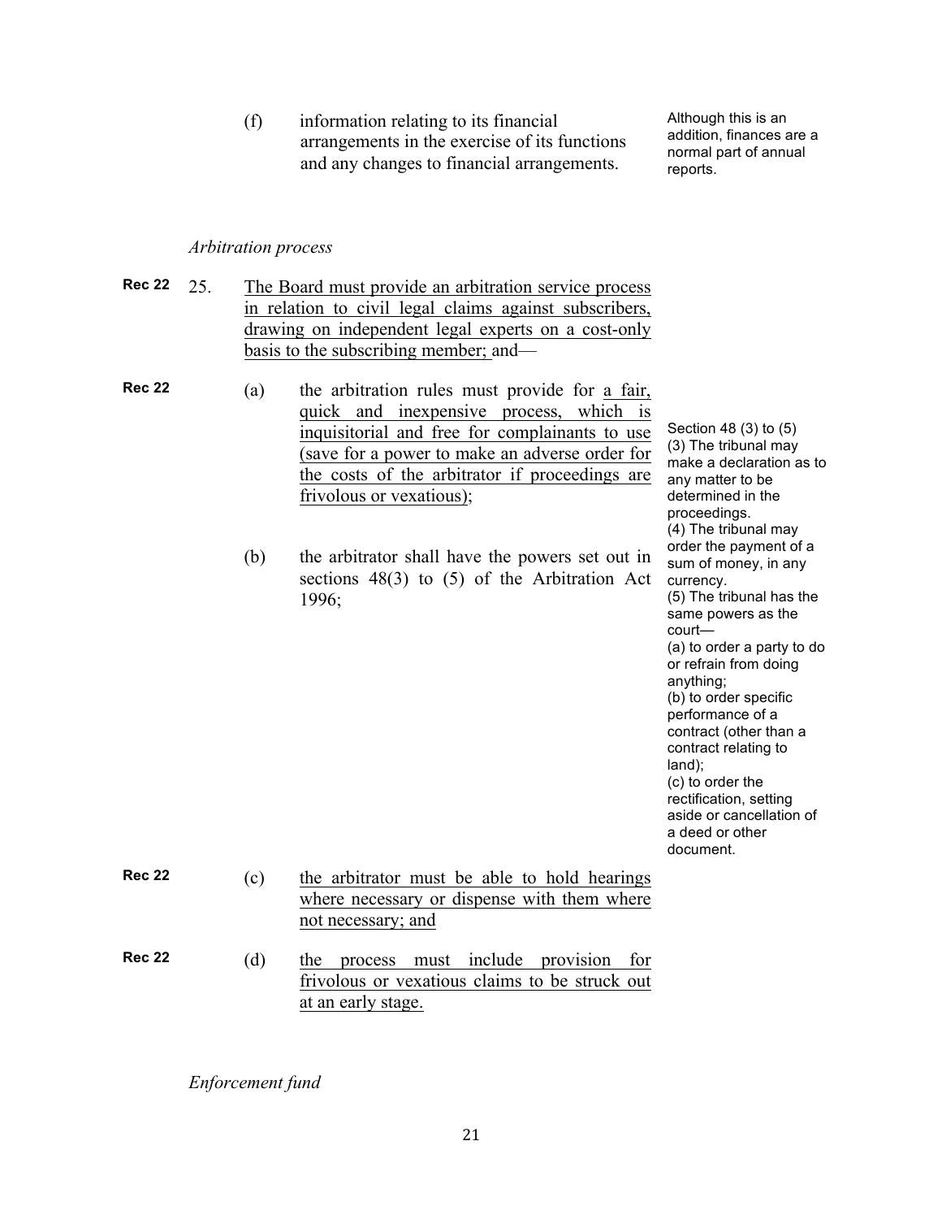(f) information relating to its financial arrangements in the exercise of its functions and any changes to financial arrangements.

Although this is an addition, finances are a normal part of annual reports.

*Arbitration process*

**Rec 22** 25. The Board must provide an arbitration service process in relation to civil legal claims against subscribers, drawing on independent legal experts on a cost-only basis to the subscribing member; and—

**Rec 22** (a) the arbitration rules must provide for a fair, quick and inexpensive process, which is inquisitorial and free for complainants to use (save for a power to make an adverse order for the costs of the arbitrator if proceedings are frivolous or vexatious);

(b) the arbitrator shall have the powers set out in sections 48(3) to (5) of the Arbitration Act 1996;

Section 48 (3) to (5)
(3) The tribunal may make a declaration as to any matter to be determined in the proceedings.
(4) The tribunal may order the payment of a sum of money, in any currency.
(5) The tribunal has the same powers as the court—
(a) to order a party to do or refrain from doing anything;
(b) to order specific performance of a contract (other than a contract relating to land);
(c) to order the rectification, setting aside or cancellation of a deed or other document.

**Rec 22** (c) the arbitrator must be able to hold hearings where necessary or dispense with them where not necessary; and

**Rec 22** (d) the process must include provision for frivolous or vexatious claims to be struck out at an early stage.

*Enforcement fund*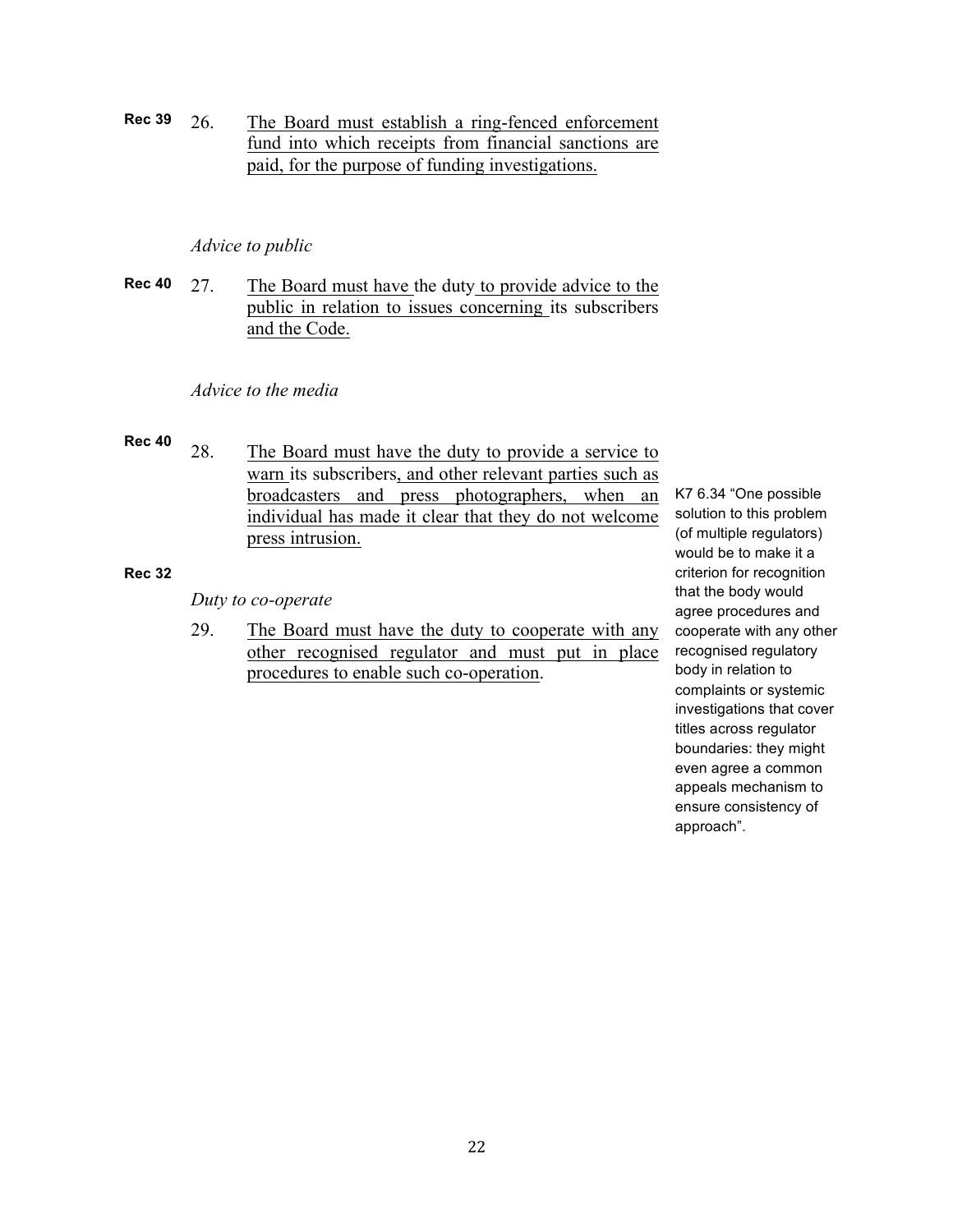**Rec 39** 26. The Board must establish a ring-fenced enforcement fund into which receipts from financial sanctions are paid, for the purpose of funding investigations.

*Advice to public*

**Rec 40** 27. The Board must have the duty to provide advice to the public in relation to issues concerning its subscribers and the Code.

*Advice to the media*

**Rec 40** 28. The Board must have the duty to provide a service to warn its subscribers, and other relevant parties such as broadcasters and press photographers, when an individual has made it clear that they do not welcome press intrusion.

**Rec 32**

*Duty to co-operate*

29. The Board must have the duty to cooperate with any other recognised regulator and must put in place procedures to enable such co-operation.

K7 6.34 "One possible solution to this problem (of multiple regulators) would be to make it a criterion for recognition that the body would agree procedures and cooperate with any other recognised regulatory body in relation to complaints or systemic investigations that cover titles across regulator boundaries: they might even agree a common appeals mechanism to ensure consistency of approach".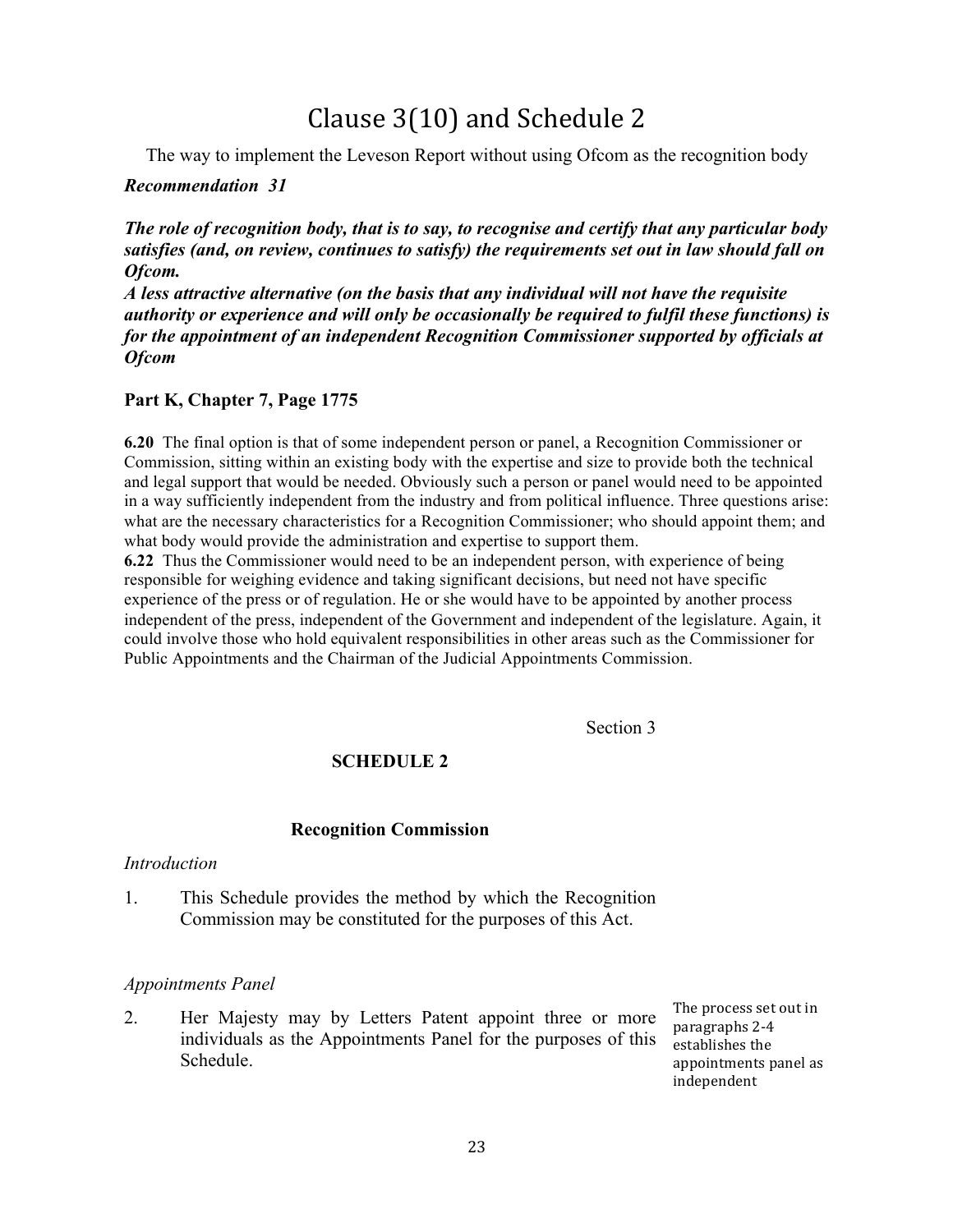# Clause 3(10) and Schedule 2

The way to implement the Leveson Report without using Ofcom as the recognition body

***Recommendation 31***

***The role of recognition body, that is to say, to recognise and certify that any particular body satisfies (and, on review, continues to satisfy) the requirements set out in law should fall on Ofcom.***

***A less attractive alternative (on the basis that any individual will not have the requisite authority or experience and will only be occasionally be required to fulfil these functions) is for the appointment of an independent Recognition Commissioner supported by officials at Ofcom***

**Part K, Chapter 7, Page 1775**

**6.20** The final option is that of some independent person or panel, a Recognition Commissioner or Commission, sitting within an existing body with the expertise and size to provide both the technical and legal support that would be needed. Obviously such a person or panel would need to be appointed in a way sufficiently independent from the industry and from political influence. Three questions arise: what are the necessary characteristics for a Recognition Commissioner; who should appoint them; and what body would provide the administration and expertise to support them.

**6.22** Thus the Commissioner would need to be an independent person, with experience of being responsible for weighing evidence and taking significant decisions, but need not have specific experience of the press or of regulation. He or she would have to be appointed by another process independent of the press, independent of the Government and independent of the legislature. Again, it could involve those who hold equivalent responsibilities in other areas such as the Commissioner for Public Appointments and the Chairman of the Judicial Appointments Commission.

Section 3

**SCHEDULE 2**

**Recognition Commission**

*Introduction*

1. This Schedule provides the method by which the Recognition Commission may be constituted for the purposes of this Act.

*Appointments Panel*

2. Her Majesty may by Letters Patent appoint three or more individuals as the Appointments Panel for the purposes of this Schedule.

The process set out in paragraphs 2-4 establishes the appointments panel as independent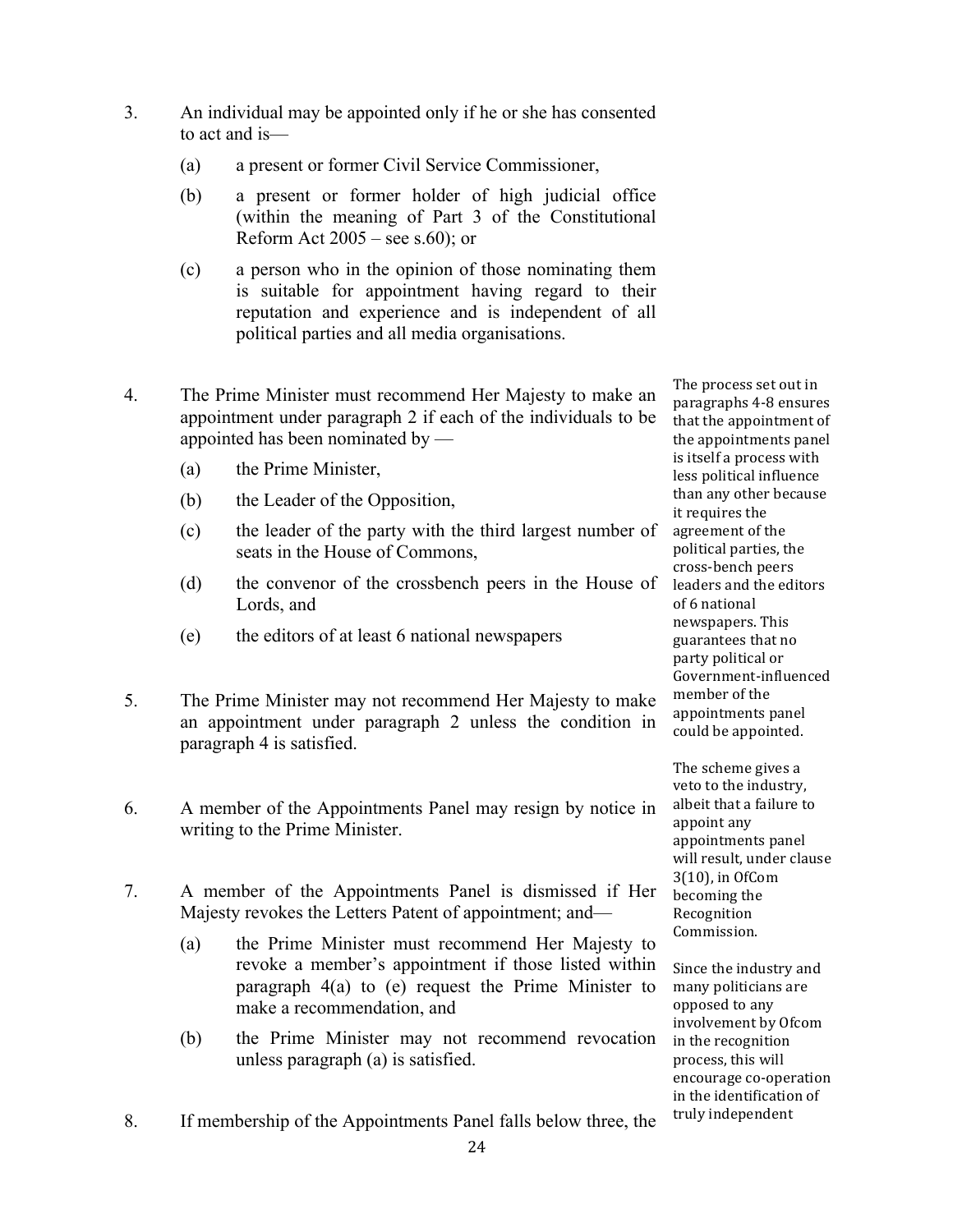3. An individual may be appointed only if he or she has consented to act and is—

   (a) a present or former Civil Service Commissioner,

   (b) a present or former holder of high judicial office (within the meaning of Part 3 of the Constitutional Reform Act 2005 – see s.60); or

   (c) a person who in the opinion of those nominating them is suitable for appointment having regard to their reputation and experience and is independent of all political parties and all media organisations.

4. The Prime Minister must recommend Her Majesty to make an appointment under paragraph 2 if each of the individuals to be appointed has been nominated by —

   (a) the Prime Minister,

   (b) the Leader of the Opposition,

   (c) the leader of the party with the third largest number of seats in the House of Commons,

   (d) the convenor of the crossbench peers in the House of Lords, and

   (e) the editors of at least 6 national newspapers

5. The Prime Minister may not recommend Her Majesty to make an appointment under paragraph 2 unless the condition in paragraph 4 is satisfied.

6. A member of the Appointments Panel may resign by notice in writing to the Prime Minister.

7. A member of the Appointments Panel is dismissed if Her Majesty revokes the Letters Patent of appointment; and—

   (a) the Prime Minister must recommend Her Majesty to revoke a member's appointment if those listed within paragraph 4(a) to (e) request the Prime Minister to make a recommendation, and

   (b) the Prime Minister may not recommend revocation unless paragraph (a) is satisfied.

8. If membership of the Appointments Panel falls below three, the

The process set out in paragraphs 4-8 ensures that the appointment of the appointments panel is itself a process with less political influence than any other because it requires the agreement of the political parties, the cross-bench peers leaders and the editors of 6 national newspapers. This guarantees that no party political or Government-influenced member of the appointments panel could be appointed.

The scheme gives a veto to the industry, albeit that a failure to appoint any appointments panel will result, under clause 3(10), in OfCom becoming the Recognition Commission.

Since the industry and many politicians are opposed to any involvement by Ofcom in the recognition process, this will encourage co-operation in the identification of truly independent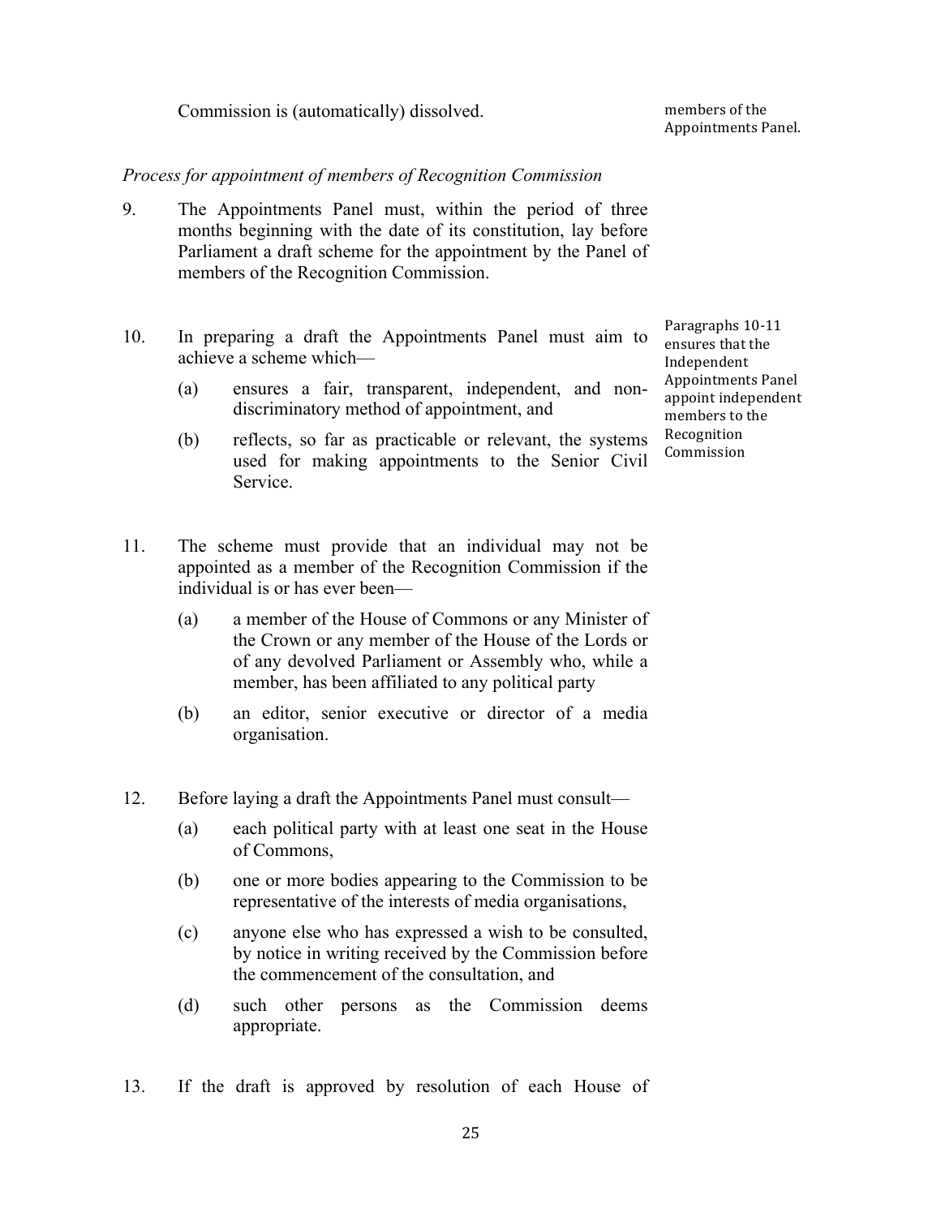Commission is (automatically) dissolved.

members of the Appointments Panel.

*Process for appointment of members of Recognition Commission*

9. The Appointments Panel must, within the period of three months beginning with the date of its constitution, lay before Parliament a draft scheme for the appointment by the Panel of members of the Recognition Commission.

10. In preparing a draft the Appointments Panel must aim to achieve a scheme which—

    (a) ensures a fair, transparent, independent, and non-discriminatory method of appointment, and

    (b) reflects, so far as practicable or relevant, the systems used for making appointments to the Senior Civil Service.

Paragraphs 10-11 ensures that the Independent Appointments Panel appoint independent members to the Recognition Commission

11. The scheme must provide that an individual may not be appointed as a member of the Recognition Commission if the individual is or has ever been—

    (a) a member of the House of Commons or any Minister of the Crown or any member of the House of the Lords or of any devolved Parliament or Assembly who, while a member, has been affiliated to any political party

    (b) an editor, senior executive or director of a media organisation.

12. Before laying a draft the Appointments Panel must consult—

    (a) each political party with at least one seat in the House of Commons,

    (b) one or more bodies appearing to the Commission to be representative of the interests of media organisations,

    (c) anyone else who has expressed a wish to be consulted, by notice in writing received by the Commission before the commencement of the consultation, and

    (d) such other persons as the Commission deems appropriate.

13. If the draft is approved by resolution of each House of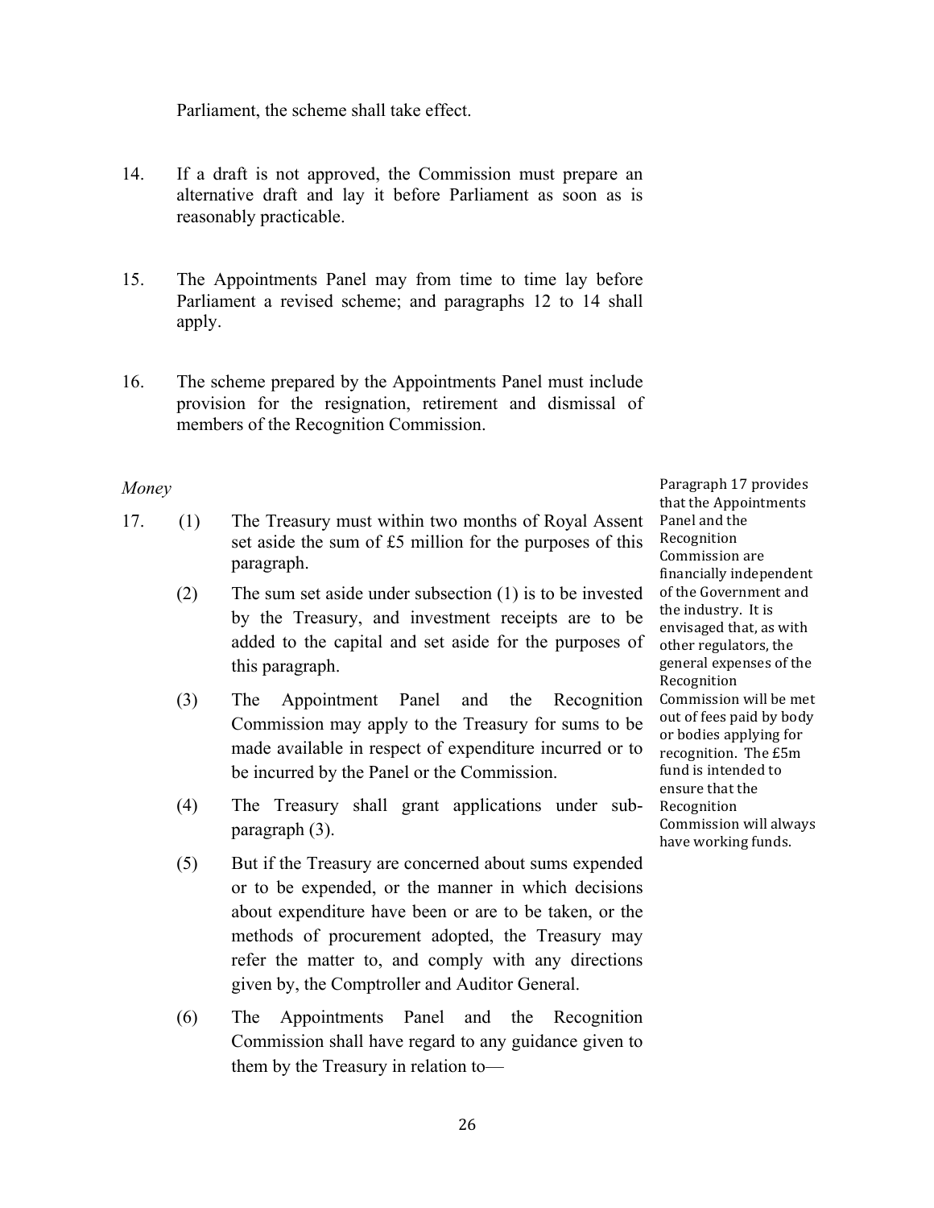Parliament, the scheme shall take effect.

14. If a draft is not approved, the Commission must prepare an alternative draft and lay it before Parliament as soon as is reasonably practicable.

15. The Appointments Panel may from time to time lay before Parliament a revised scheme; and paragraphs 12 to 14 shall apply.

16. The scheme prepared by the Appointments Panel must include provision for the resignation, retirement and dismissal of members of the Recognition Commission.

*Money*

17. (1) The Treasury must within two months of Royal Assent set aside the sum of £5 million for the purposes of this paragraph.

(2) The sum set aside under subsection (1) is to be invested by the Treasury, and investment receipts are to be added to the capital and set aside for the purposes of this paragraph.

(3) The Appointment Panel and the Recognition Commission may apply to the Treasury for sums to be made available in respect of expenditure incurred or to be incurred by the Panel or the Commission.

(4) The Treasury shall grant applications under sub-paragraph (3).

(5) But if the Treasury are concerned about sums expended or to be expended, or the manner in which decisions about expenditure have been or are to be taken, or the methods of procurement adopted, the Treasury may refer the matter to, and comply with any directions given by, the Comptroller and Auditor General.

(6) The Appointments Panel and the Recognition Commission shall have regard to any guidance given to them by the Treasury in relation to—

Paragraph 17 provides that the Appointments Panel and the Recognition Commission are financially independent of the Government and the industry. It is envisaged that, as with other regulators, the general expenses of the Recognition Commission will be met out of fees paid by body or bodies applying for recognition. The £5m fund is intended to ensure that the Recognition Commission will always have working funds.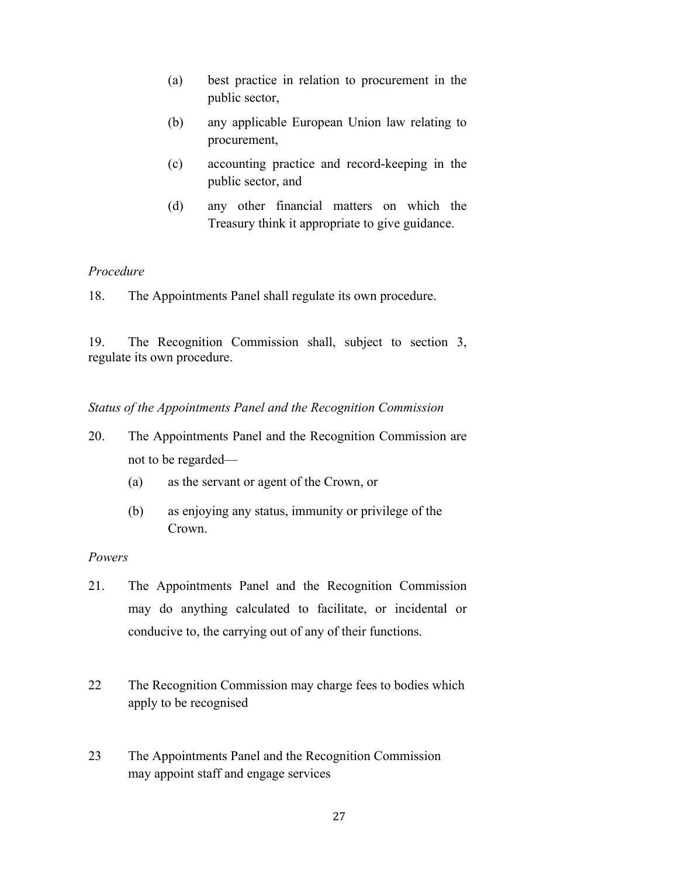(a) best practice in relation to procurement in the public sector,

(b) any applicable European Union law relating to procurement,

(c) accounting practice and record-keeping in the public sector, and

(d) any other financial matters on which the Treasury think it appropriate to give guidance.

*Procedure*

18. The Appointments Panel shall regulate its own procedure.

19. The Recognition Commission shall, subject to section 3, regulate its own procedure.

*Status of the Appointments Panel and the Recognition Commission*

20. The Appointments Panel and the Recognition Commission are not to be regarded—

(a) as the servant or agent of the Crown, or

(b) as enjoying any status, immunity or privilege of the Crown.

*Powers*

21. The Appointments Panel and the Recognition Commission may do anything calculated to facilitate, or incidental or conducive to, the carrying out of any of their functions.

22 The Recognition Commission may charge fees to bodies which apply to be recognised

23 The Appointments Panel and the Recognition Commission may appoint staff and engage services